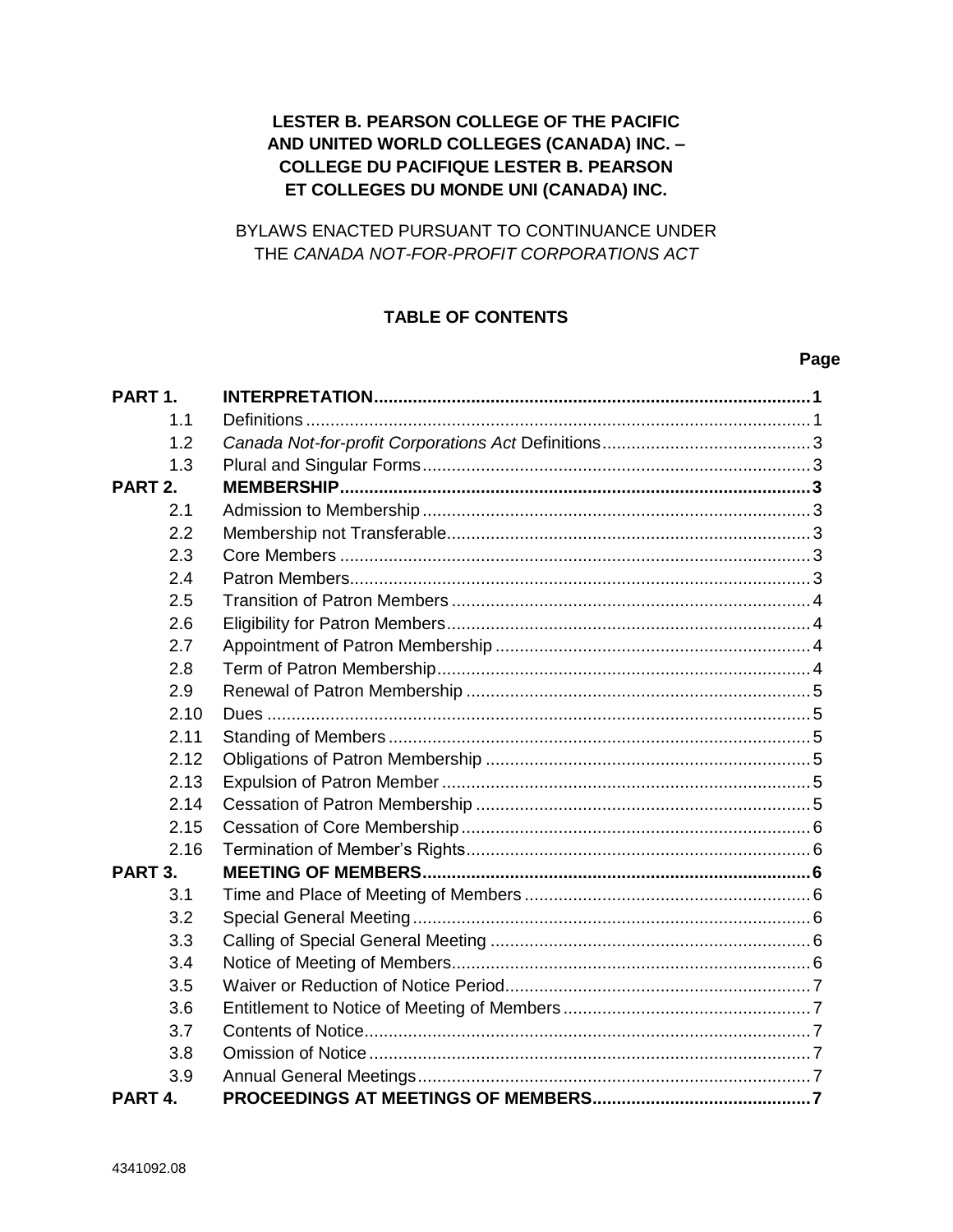**LESTER B. PEARSON COLLEGE OF THE PACIFIC AND UNITED WORLD COLLEGES (CANADA) INC. – COLLEGE DU PACIFIQUE LESTER B. PEARSON ET COLLEGES DU MONDE UNI (CANADA) INC.**

BYLAWS ENACTED PURSUANT TO CONTINUANCE UNDER THE *CANADA NOT-FOR-PROFIT CORPORATIONS ACT*

**TABLE OF CONTENTS**

| | | Page |
|---|---|---|
| **PART 1.** | **INTERPRETATION** | **1** |
| 1.1 | Definitions | 1 |
| 1.2 | *Canada Not-for-profit Corporations Act* Definitions | 3 |
| 1.3 | Plural and Singular Forms | 3 |
| **PART 2.** | **MEMBERSHIP** | **3** |
| 2.1 | Admission to Membership | 3 |
| 2.2 | Membership not Transferable | 3 |
| 2.3 | Core Members | 3 |
| 2.4 | Patron Members | 3 |
| 2.5 | Transition of Patron Members | 4 |
| 2.6 | Eligibility for Patron Members | 4 |
| 2.7 | Appointment of Patron Membership | 4 |
| 2.8 | Term of Patron Membership | 4 |
| 2.9 | Renewal of Patron Membership | 5 |
| 2.10 | Dues | 5 |
| 2.11 | Standing of Members | 5 |
| 2.12 | Obligations of Patron Membership | 5 |
| 2.13 | Expulsion of Patron Member | 5 |
| 2.14 | Cessation of Patron Membership | 5 |
| 2.15 | Cessation of Core Membership | 6 |
| 2.16 | Termination of Member's Rights | 6 |
| **PART 3.** | **MEETING OF MEMBERS** | **6** |
| 3.1 | Time and Place of Meeting of Members | 6 |
| 3.2 | Special General Meeting | 6 |
| 3.3 | Calling of Special General Meeting | 6 |
| 3.4 | Notice of Meeting of Members | 6 |
| 3.5 | Waiver or Reduction of Notice Period | 7 |
| 3.6 | Entitlement to Notice of Meeting of Members | 7 |
| 3.7 | Contents of Notice | 7 |
| 3.8 | Omission of Notice | 7 |
| 3.9 | Annual General Meetings | 7 |
| **PART 4.** | **PROCEEDINGS AT MEETINGS OF MEMBERS** | **7** |

4341092.08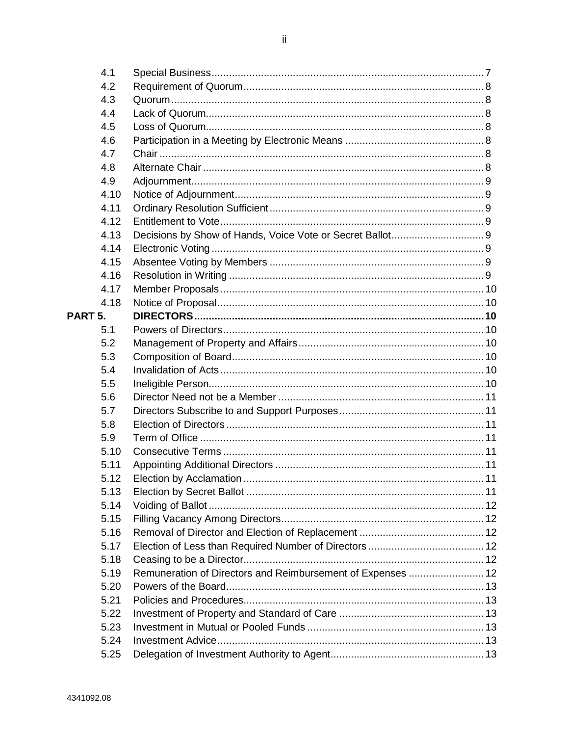| | | |
|---|---|---|
| 4.1 | Special Business | 7 |
| 4.2 | Requirement of Quorum | 8 |
| 4.3 | Quorum | 8 |
| 4.4 | Lack of Quorum | 8 |
| 4.5 | Loss of Quorum | 8 |
| 4.6 | Participation in a Meeting by Electronic Means | 8 |
| 4.7 | Chair | 8 |
| 4.8 | Alternate Chair | 8 |
| 4.9 | Adjournment | 9 |
| 4.10 | Notice of Adjournment | 9 |
| 4.11 | Ordinary Resolution Sufficient | 9 |
| 4.12 | Entitlement to Vote | 9 |
| 4.13 | Decisions by Show of Hands, Voice Vote or Secret Ballot | 9 |
| 4.14 | Electronic Voting | 9 |
| 4.15 | Absentee Voting by Members | 9 |
| 4.16 | Resolution in Writing | 9 |
| 4.17 | Member Proposals | 10 |
| 4.18 | Notice of Proposal | 10 |
| **PART 5.** | **DIRECTORS** | **10** |
| 5.1 | Powers of Directors | 10 |
| 5.2 | Management of Property and Affairs | 10 |
| 5.3 | Composition of Board | 10 |
| 5.4 | Invalidation of Acts | 10 |
| 5.5 | Ineligible Person | 10 |
| 5.6 | Director Need not be a Member | 11 |
| 5.7 | Directors Subscribe to and Support Purposes | 11 |
| 5.8 | Election of Directors | 11 |
| 5.9 | Term of Office | 11 |
| 5.10 | Consecutive Terms | 11 |
| 5.11 | Appointing Additional Directors | 11 |
| 5.12 | Election by Acclamation | 11 |
| 5.13 | Election by Secret Ballot | 11 |
| 5.14 | Voiding of Ballot | 12 |
| 5.15 | Filling Vacancy Among Directors | 12 |
| 5.16 | Removal of Director and Election of Replacement | 12 |
| 5.17 | Election of Less than Required Number of Directors | 12 |
| 5.18 | Ceasing to be a Director | 12 |
| 5.19 | Remuneration of Directors and Reimbursement of Expenses | 12 |
| 5.20 | Powers of the Board | 13 |
| 5.21 | Policies and Procedures | 13 |
| 5.22 | Investment of Property and Standard of Care | 13 |
| 5.23 | Investment in Mutual or Pooled Funds | 13 |
| 5.24 | Investment Advice | 13 |
| 5.25 | Delegation of Investment Authority to Agent | 13 |

4341092.08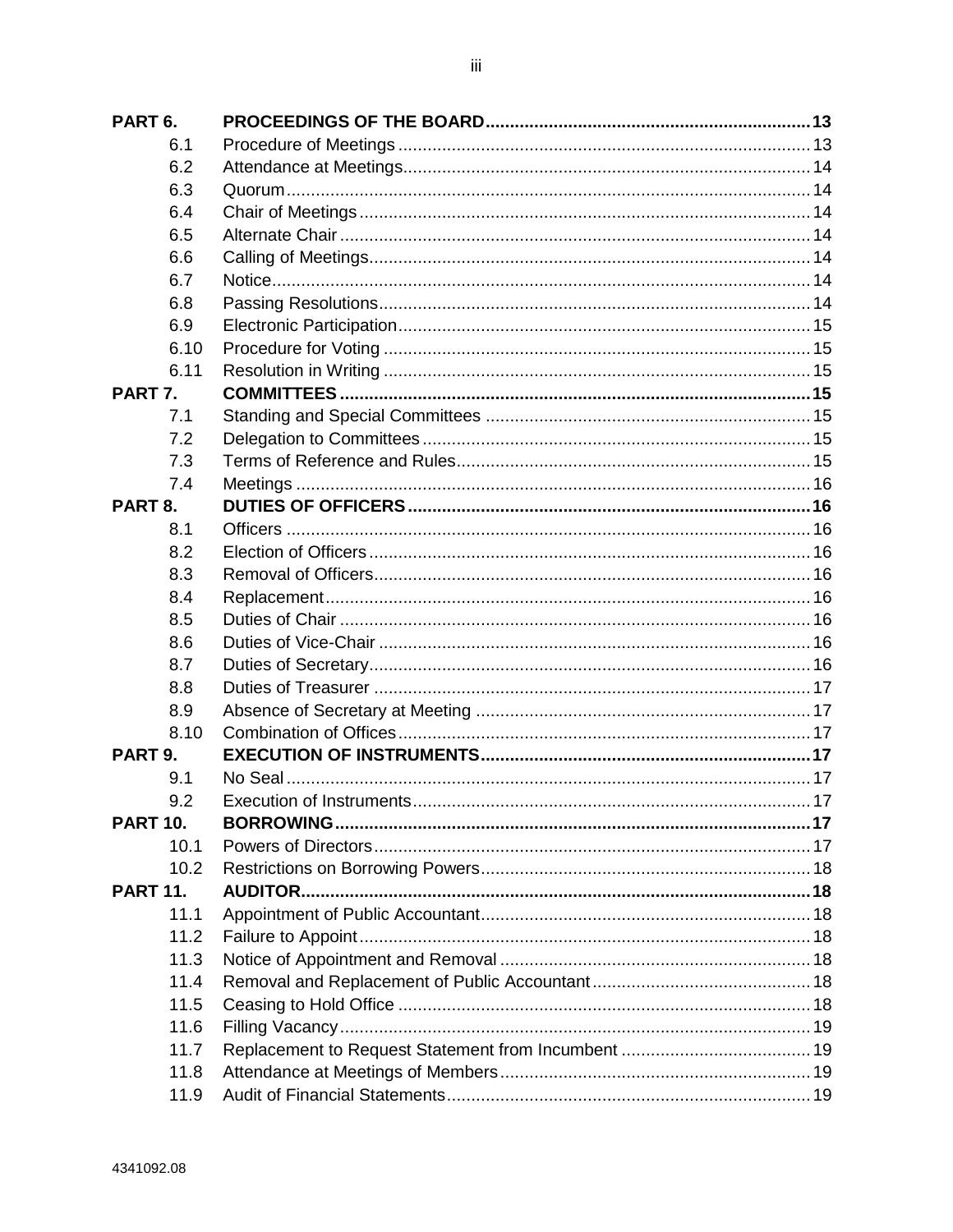| | | |
|---|---|---|
| **PART 6.** | **PROCEEDINGS OF THE BOARD** | **13** |
| 6.1 | Procedure of Meetings | 13 |
| 6.2 | Attendance at Meetings | 14 |
| 6.3 | Quorum | 14 |
| 6.4 | Chair of Meetings | 14 |
| 6.5 | Alternate Chair | 14 |
| 6.6 | Calling of Meetings | 14 |
| 6.7 | Notice | 14 |
| 6.8 | Passing Resolutions | 14 |
| 6.9 | Electronic Participation | 15 |
| 6.10 | Procedure for Voting | 15 |
| 6.11 | Resolution in Writing | 15 |
| **PART 7.** | **COMMITTEES** | **15** |
| 7.1 | Standing and Special Committees | 15 |
| 7.2 | Delegation to Committees | 15 |
| 7.3 | Terms of Reference and Rules | 15 |
| 7.4 | Meetings | 16 |
| **PART 8.** | **DUTIES OF OFFICERS** | **16** |
| 8.1 | Officers | 16 |
| 8.2 | Election of Officers | 16 |
| 8.3 | Removal of Officers | 16 |
| 8.4 | Replacement | 16 |
| 8.5 | Duties of Chair | 16 |
| 8.6 | Duties of Vice-Chair | 16 |
| 8.7 | Duties of Secretary | 16 |
| 8.8 | Duties of Treasurer | 17 |
| 8.9 | Absence of Secretary at Meeting | 17 |
| 8.10 | Combination of Offices | 17 |
| **PART 9.** | **EXECUTION OF INSTRUMENTS** | **17** |
| 9.1 | No Seal | 17 |
| 9.2 | Execution of Instruments | 17 |
| **PART 10.** | **BORROWING** | **17** |
| 10.1 | Powers of Directors | 17 |
| 10.2 | Restrictions on Borrowing Powers | 18 |
| **PART 11.** | **AUDITOR** | **18** |
| 11.1 | Appointment of Public Accountant | 18 |
| 11.2 | Failure to Appoint | 18 |
| 11.3 | Notice of Appointment and Removal | 18 |
| 11.4 | Removal and Replacement of Public Accountant | 18 |
| 11.5 | Ceasing to Hold Office | 18 |
| 11.6 | Filling Vacancy | 19 |
| 11.7 | Replacement to Request Statement from Incumbent | 19 |
| 11.8 | Attendance at Meetings of Members | 19 |
| 11.9 | Audit of Financial Statements | 19 |

4341092.08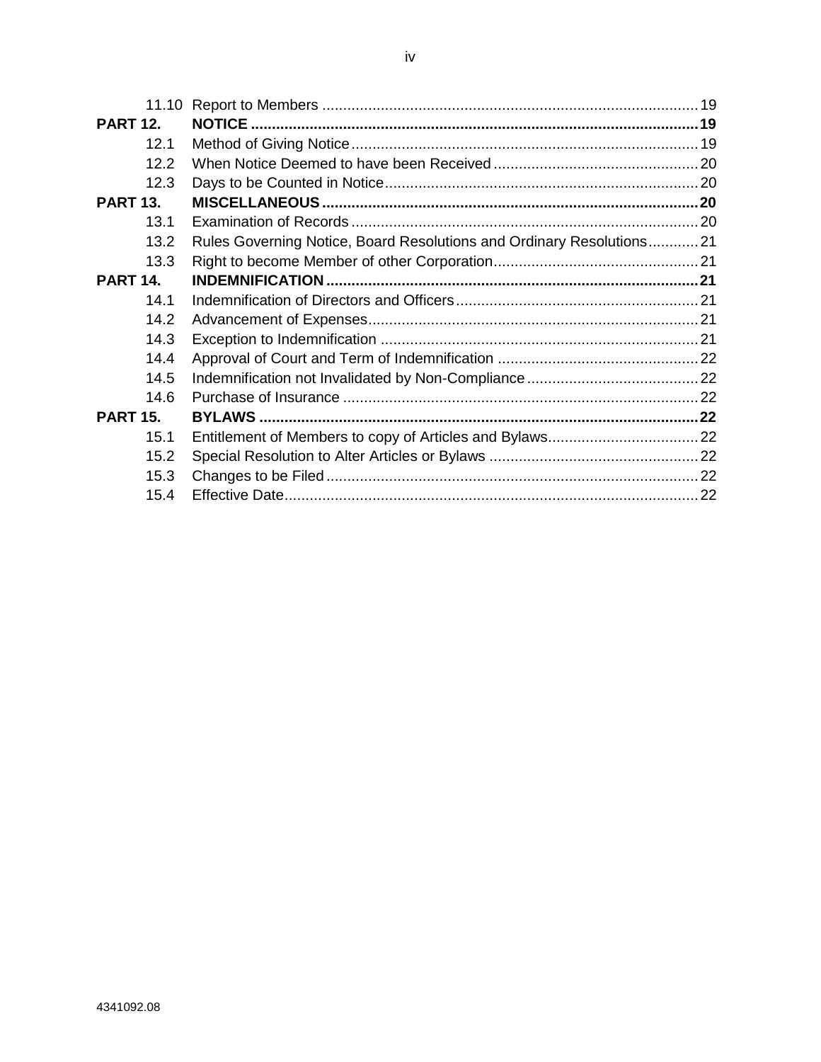| | | |
|---|---|---|
| 11.10 | Report to Members | 19 |
| **PART 12.** | **NOTICE** | **19** |
| 12.1 | Method of Giving Notice | 19 |
| 12.2 | When Notice Deemed to have been Received | 20 |
| 12.3 | Days to be Counted in Notice | 20 |
| **PART 13.** | **MISCELLANEOUS** | **20** |
| 13.1 | Examination of Records | 20 |
| 13.2 | Rules Governing Notice, Board Resolutions and Ordinary Resolutions | 21 |
| 13.3 | Right to become Member of other Corporation | 21 |
| **PART 14.** | **INDEMNIFICATION** | **21** |
| 14.1 | Indemnification of Directors and Officers | 21 |
| 14.2 | Advancement of Expenses | 21 |
| 14.3 | Exception to Indemnification | 21 |
| 14.4 | Approval of Court and Term of Indemnification | 22 |
| 14.5 | Indemnification not Invalidated by Non-Compliance | 22 |
| 14.6 | Purchase of Insurance | 22 |
| **PART 15.** | **BYLAWS** | **22** |
| 15.1 | Entitlement of Members to copy of Articles and Bylaws | 22 |
| 15.2 | Special Resolution to Alter Articles or Bylaws | 22 |
| 15.3 | Changes to be Filed | 22 |
| 15.4 | Effective Date | 22 |

4341092.08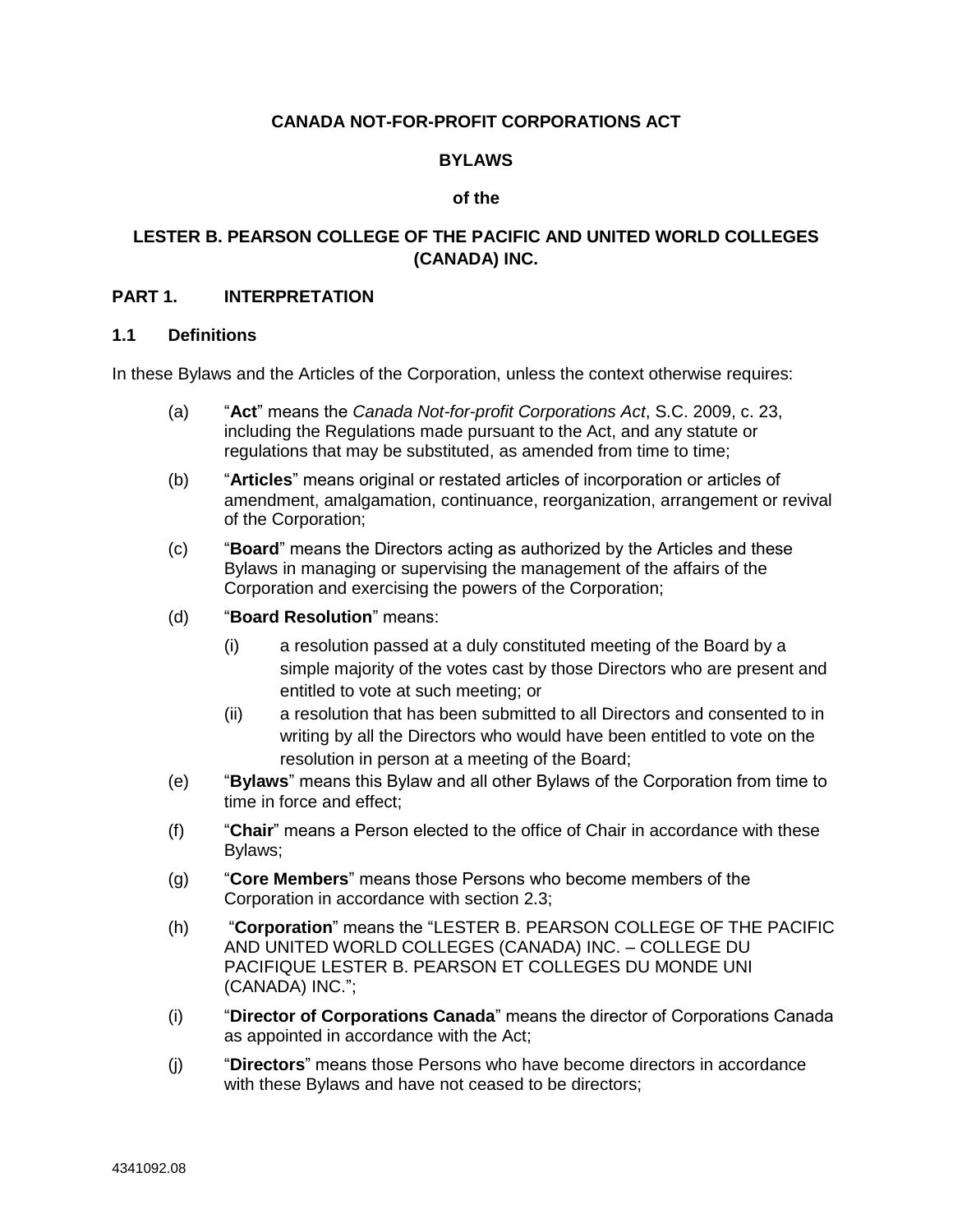**CANADA NOT-FOR-PROFIT CORPORATIONS ACT**

**BYLAWS**

**of the**

**LESTER B. PEARSON COLLEGE OF THE PACIFIC AND UNITED WORLD COLLEGES (CANADA) INC.**

## PART 1. INTERPRETATION

### 1.1 Definitions

In these Bylaws and the Articles of the Corporation, unless the context otherwise requires:

(a) "**Act**" means the *Canada Not-for-profit Corporations Act*, S.C. 2009, c. 23, including the Regulations made pursuant to the Act, and any statute or regulations that may be substituted, as amended from time to time;

(b) "**Articles**" means original or restated articles of incorporation or articles of amendment, amalgamation, continuance, reorganization, arrangement or revival of the Corporation;

(c) "**Board**" means the Directors acting as authorized by the Articles and these Bylaws in managing or supervising the management of the affairs of the Corporation and exercising the powers of the Corporation;

(d) "**Board Resolution**" means:

(i) a resolution passed at a duly constituted meeting of the Board by a simple majority of the votes cast by those Directors who are present and entitled to vote at such meeting; or

(ii) a resolution that has been submitted to all Directors and consented to in writing by all the Directors who would have been entitled to vote on the resolution in person at a meeting of the Board;

(e) "**Bylaws**" means this Bylaw and all other Bylaws of the Corporation from time to time in force and effect;

(f) "**Chair**" means a Person elected to the office of Chair in accordance with these Bylaws;

(g) "**Core Members**" means those Persons who become members of the Corporation in accordance with section 2.3;

(h) "**Corporation**" means the "LESTER B. PEARSON COLLEGE OF THE PACIFIC AND UNITED WORLD COLLEGES (CANADA) INC. – COLLEGE DU PACIFIQUE LESTER B. PEARSON ET COLLEGES DU MONDE UNI (CANADA) INC.";

(i) "**Director of Corporations Canada**" means the director of Corporations Canada as appointed in accordance with the Act;

(j) "**Directors**" means those Persons who have become directors in accordance with these Bylaws and have not ceased to be directors;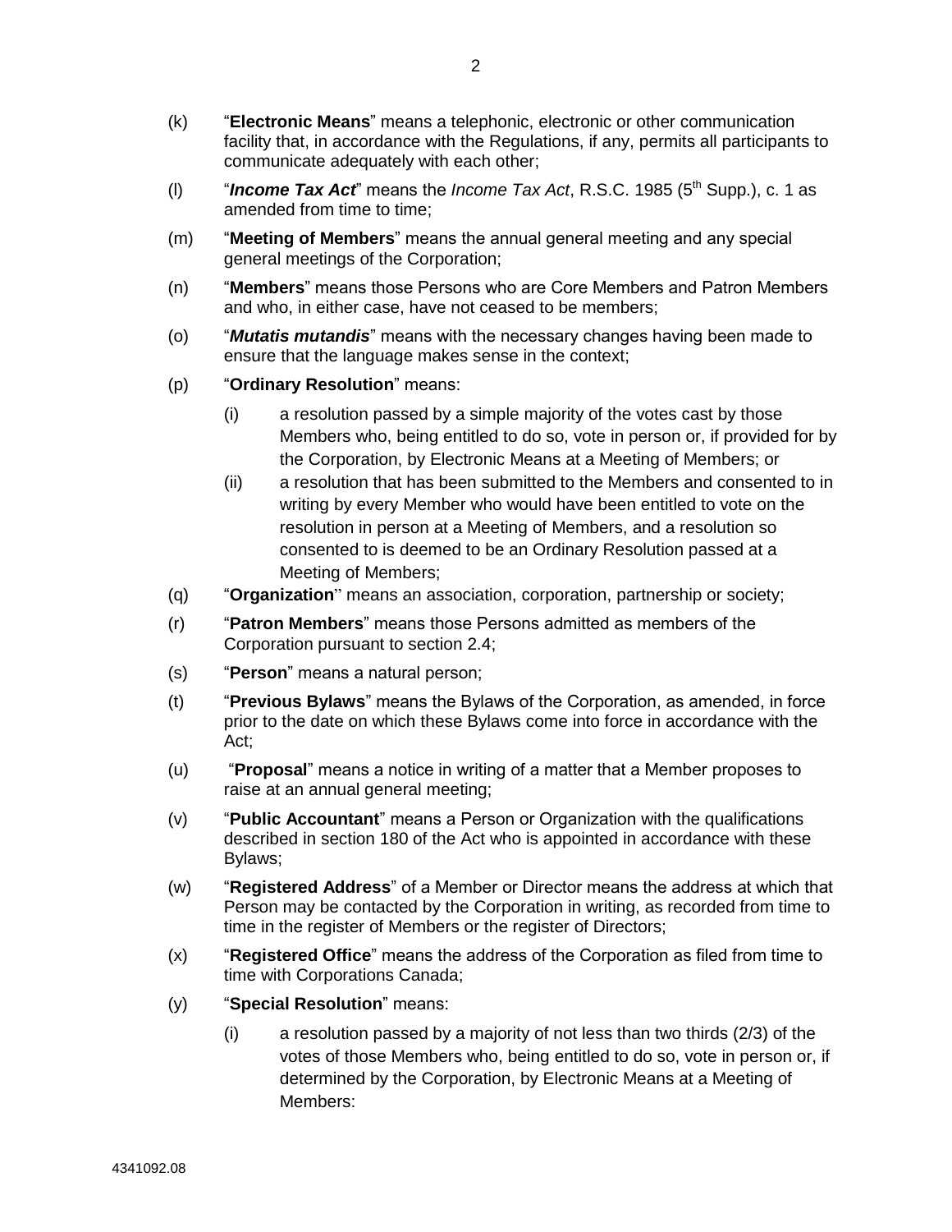(k) "**Electronic Means**" means a telephonic, electronic or other communication facility that, in accordance with the Regulations, if any, permits all participants to communicate adequately with each other;

(l) "***Income Tax Act***" means the *Income Tax Act*, R.S.C. 1985 (5th Supp.), c. 1 as amended from time to time;

(m) "**Meeting of Members**" means the annual general meeting and any special general meetings of the Corporation;

(n) "**Members**" means those Persons who are Core Members and Patron Members and who, in either case, have not ceased to be members;

(o) "***Mutatis mutandis***" means with the necessary changes having been made to ensure that the language makes sense in the context;

(p) "**Ordinary Resolution**" means:

 (i) a resolution passed by a simple majority of the votes cast by those Members who, being entitled to do so, vote in person or, if provided for by the Corporation, by Electronic Means at a Meeting of Members; or

 (ii) a resolution that has been submitted to the Members and consented to in writing by every Member who would have been entitled to vote on the resolution in person at a Meeting of Members, and a resolution so consented to is deemed to be an Ordinary Resolution passed at a Meeting of Members;

(q) "**Organization**" means an association, corporation, partnership or society;

(r) "**Patron Members**" means those Persons admitted as members of the Corporation pursuant to section 2.4;

(s) "**Person**" means a natural person;

(t) "**Previous Bylaws**" means the Bylaws of the Corporation, as amended, in force prior to the date on which these Bylaws come into force in accordance with the Act;

(u) "**Proposal**" means a notice in writing of a matter that a Member proposes to raise at an annual general meeting;

(v) "**Public Accountant**" means a Person or Organization with the qualifications described in section 180 of the Act who is appointed in accordance with these Bylaws;

(w) "**Registered Address**" of a Member or Director means the address at which that Person may be contacted by the Corporation in writing, as recorded from time to time in the register of Members or the register of Directors;

(x) "**Registered Office**" means the address of the Corporation as filed from time to time with Corporations Canada;

(y) "**Special Resolution**" means:

 (i) a resolution passed by a majority of not less than two thirds (2/3) of the votes of those Members who, being entitled to do so, vote in person or, if determined by the Corporation, by Electronic Means at a Meeting of Members: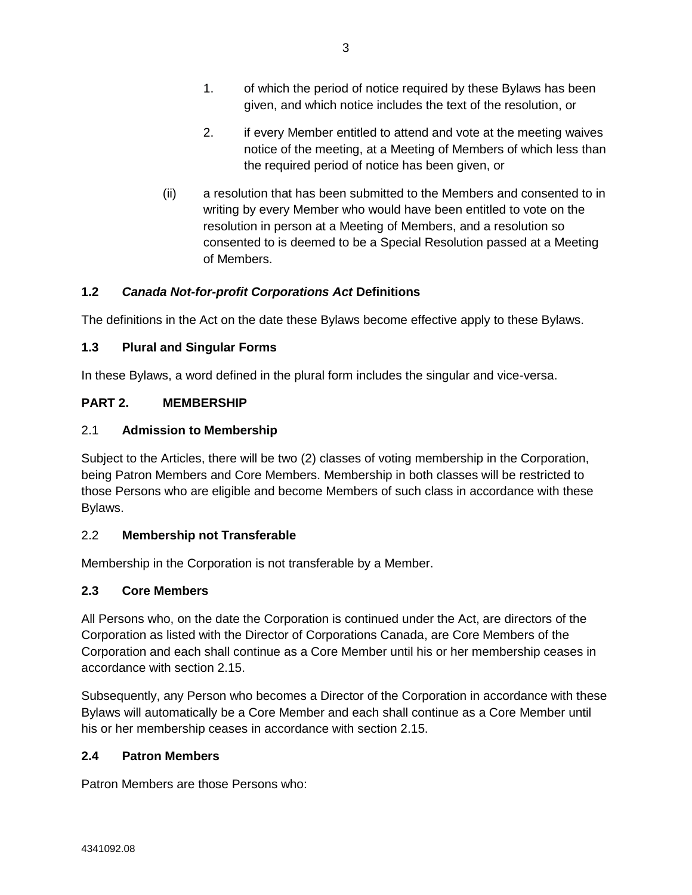1. of which the period of notice required by these Bylaws has been given, and which notice includes the text of the resolution, or

2. if every Member entitled to attend and vote at the meeting waives notice of the meeting, at a Meeting of Members of which less than the required period of notice has been given, or

(ii) a resolution that has been submitted to the Members and consented to in writing by every Member who would have been entitled to vote on the resolution in person at a Meeting of Members, and a resolution so consented to is deemed to be a Special Resolution passed at a Meeting of Members.

### 1.2 *Canada Not-for-profit Corporations Act* Definitions

The definitions in the Act on the date these Bylaws become effective apply to these Bylaws.

### 1.3 Plural and Singular Forms

In these Bylaws, a word defined in the plural form includes the singular and vice-versa.

## PART 2. MEMBERSHIP

### 2.1 Admission to Membership

Subject to the Articles, there will be two (2) classes of voting membership in the Corporation, being Patron Members and Core Members. Membership in both classes will be restricted to those Persons who are eligible and become Members of such class in accordance with these Bylaws.

### 2.2 Membership not Transferable

Membership in the Corporation is not transferable by a Member.

### 2.3 Core Members

All Persons who, on the date the Corporation is continued under the Act, are directors of the Corporation as listed with the Director of Corporations Canada, are Core Members of the Corporation and each shall continue as a Core Member until his or her membership ceases in accordance with section 2.15.

Subsequently, any Person who becomes a Director of the Corporation in accordance with these Bylaws will automatically be a Core Member and each shall continue as a Core Member until his or her membership ceases in accordance with section 2.15.

### 2.4 Patron Members

Patron Members are those Persons who: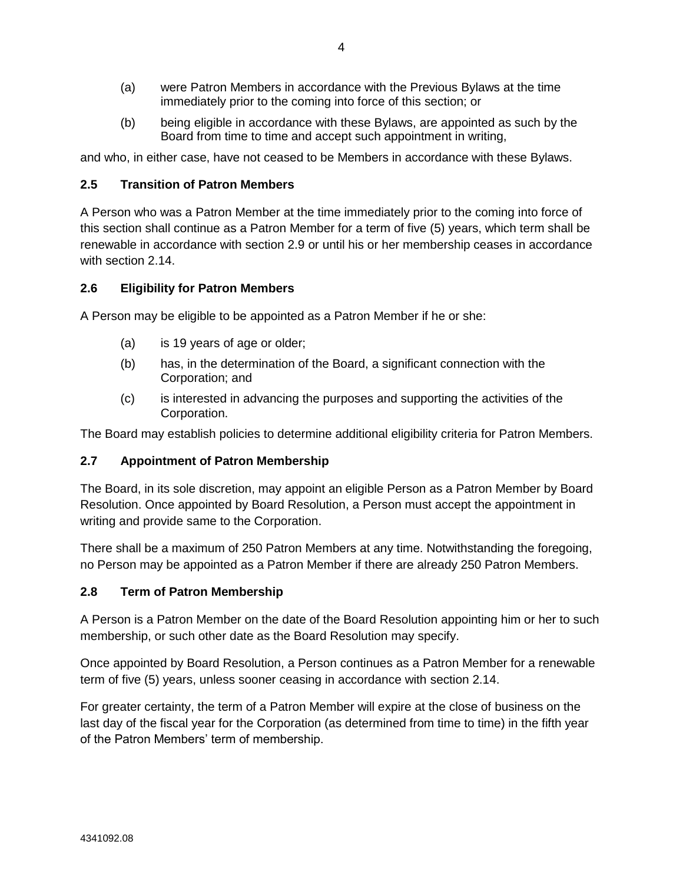(a) were Patron Members in accordance with the Previous Bylaws at the time immediately prior to the coming into force of this section; or

(b) being eligible in accordance with these Bylaws, are appointed as such by the Board from time to time and accept such appointment in writing,

and who, in either case, have not ceased to be Members in accordance with these Bylaws.

### 2.5 Transition of Patron Members

A Person who was a Patron Member at the time immediately prior to the coming into force of this section shall continue as a Patron Member for a term of five (5) years, which term shall be renewable in accordance with section 2.9 or until his or her membership ceases in accordance with section 2.14.

### 2.6 Eligibility for Patron Members

A Person may be eligible to be appointed as a Patron Member if he or she:

(a) is 19 years of age or older;

(b) has, in the determination of the Board, a significant connection with the Corporation; and

(c) is interested in advancing the purposes and supporting the activities of the Corporation.

The Board may establish policies to determine additional eligibility criteria for Patron Members.

### 2.7 Appointment of Patron Membership

The Board, in its sole discretion, may appoint an eligible Person as a Patron Member by Board Resolution. Once appointed by Board Resolution, a Person must accept the appointment in writing and provide same to the Corporation.

There shall be a maximum of 250 Patron Members at any time. Notwithstanding the foregoing, no Person may be appointed as a Patron Member if there are already 250 Patron Members.

### 2.8 Term of Patron Membership

A Person is a Patron Member on the date of the Board Resolution appointing him or her to such membership, or such other date as the Board Resolution may specify.

Once appointed by Board Resolution, a Person continues as a Patron Member for a renewable term of five (5) years, unless sooner ceasing in accordance with section 2.14.

For greater certainty, the term of a Patron Member will expire at the close of business on the last day of the fiscal year for the Corporation (as determined from time to time) in the fifth year of the Patron Members' term of membership.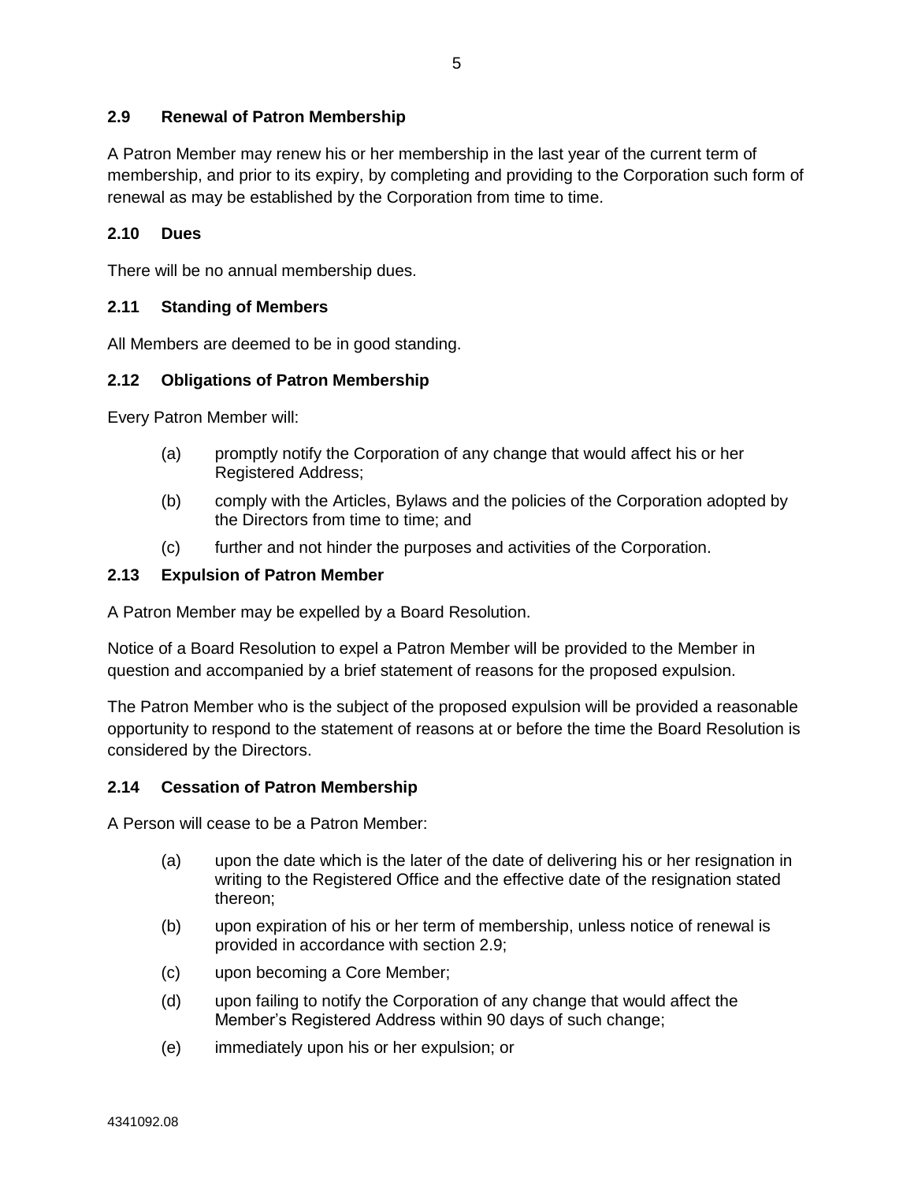### 2.9 Renewal of Patron Membership

A Patron Member may renew his or her membership in the last year of the current term of membership, and prior to its expiry, by completing and providing to the Corporation such form of renewal as may be established by the Corporation from time to time.

### 2.10 Dues

There will be no annual membership dues.

### 2.11 Standing of Members

All Members are deemed to be in good standing.

### 2.12 Obligations of Patron Membership

Every Patron Member will:

(a) promptly notify the Corporation of any change that would affect his or her Registered Address;

(b) comply with the Articles, Bylaws and the policies of the Corporation adopted by the Directors from time to time; and

(c) further and not hinder the purposes and activities of the Corporation.

### 2.13 Expulsion of Patron Member

A Patron Member may be expelled by a Board Resolution.

Notice of a Board Resolution to expel a Patron Member will be provided to the Member in question and accompanied by a brief statement of reasons for the proposed expulsion.

The Patron Member who is the subject of the proposed expulsion will be provided a reasonable opportunity to respond to the statement of reasons at or before the time the Board Resolution is considered by the Directors.

### 2.14 Cessation of Patron Membership

A Person will cease to be a Patron Member:

(a) upon the date which is the later of the date of delivering his or her resignation in writing to the Registered Office and the effective date of the resignation stated thereon;

(b) upon expiration of his or her term of membership, unless notice of renewal is provided in accordance with section 2.9;

(c) upon becoming a Core Member;

(d) upon failing to notify the Corporation of any change that would affect the Member's Registered Address within 90 days of such change;

(e) immediately upon his or her expulsion; or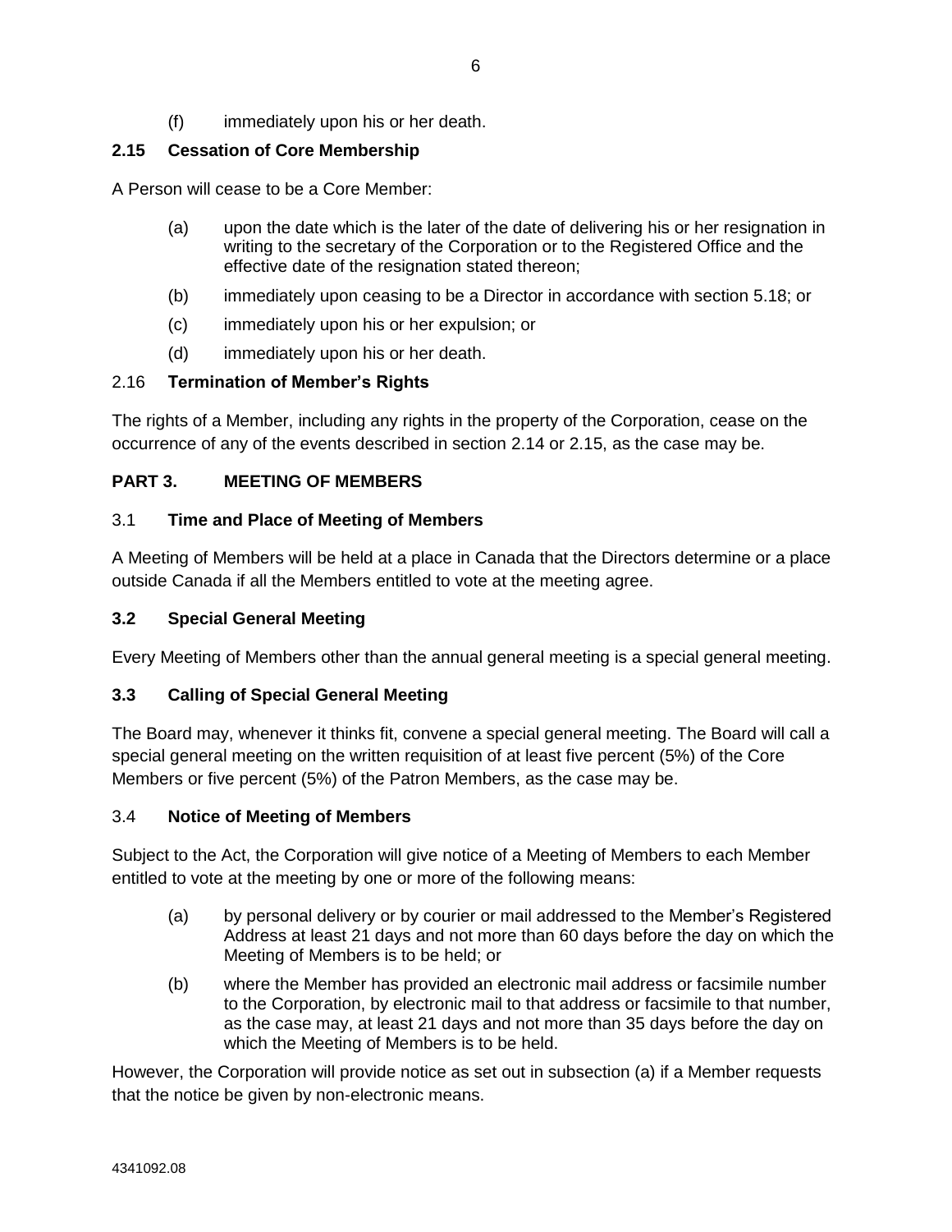(f) immediately upon his or her death.

### 2.15 Cessation of Core Membership

A Person will cease to be a Core Member:

(a) upon the date which is the later of the date of delivering his or her resignation in writing to the secretary of the Corporation or to the Registered Office and the effective date of the resignation stated thereon;

(b) immediately upon ceasing to be a Director in accordance with section 5.18; or

(c) immediately upon his or her expulsion; or

(d) immediately upon his or her death.

### 2.16 Termination of Member's Rights

The rights of a Member, including any rights in the property of the Corporation, cease on the occurrence of any of the events described in section 2.14 or 2.15, as the case may be.

## PART 3. MEETING OF MEMBERS

### 3.1 Time and Place of Meeting of Members

A Meeting of Members will be held at a place in Canada that the Directors determine or a place outside Canada if all the Members entitled to vote at the meeting agree.

### 3.2 Special General Meeting

Every Meeting of Members other than the annual general meeting is a special general meeting.

### 3.3 Calling of Special General Meeting

The Board may, whenever it thinks fit, convene a special general meeting. The Board will call a special general meeting on the written requisition of at least five percent (5%) of the Core Members or five percent (5%) of the Patron Members, as the case may be.

### 3.4 Notice of Meeting of Members

Subject to the Act, the Corporation will give notice of a Meeting of Members to each Member entitled to vote at the meeting by one or more of the following means:

(a) by personal delivery or by courier or mail addressed to the Member's Registered Address at least 21 days and not more than 60 days before the day on which the Meeting of Members is to be held; or

(b) where the Member has provided an electronic mail address or facsimile number to the Corporation, by electronic mail to that address or facsimile to that number, as the case may, at least 21 days and not more than 35 days before the day on which the Meeting of Members is to be held.

However, the Corporation will provide notice as set out in subsection (a) if a Member requests that the notice be given by non-electronic means.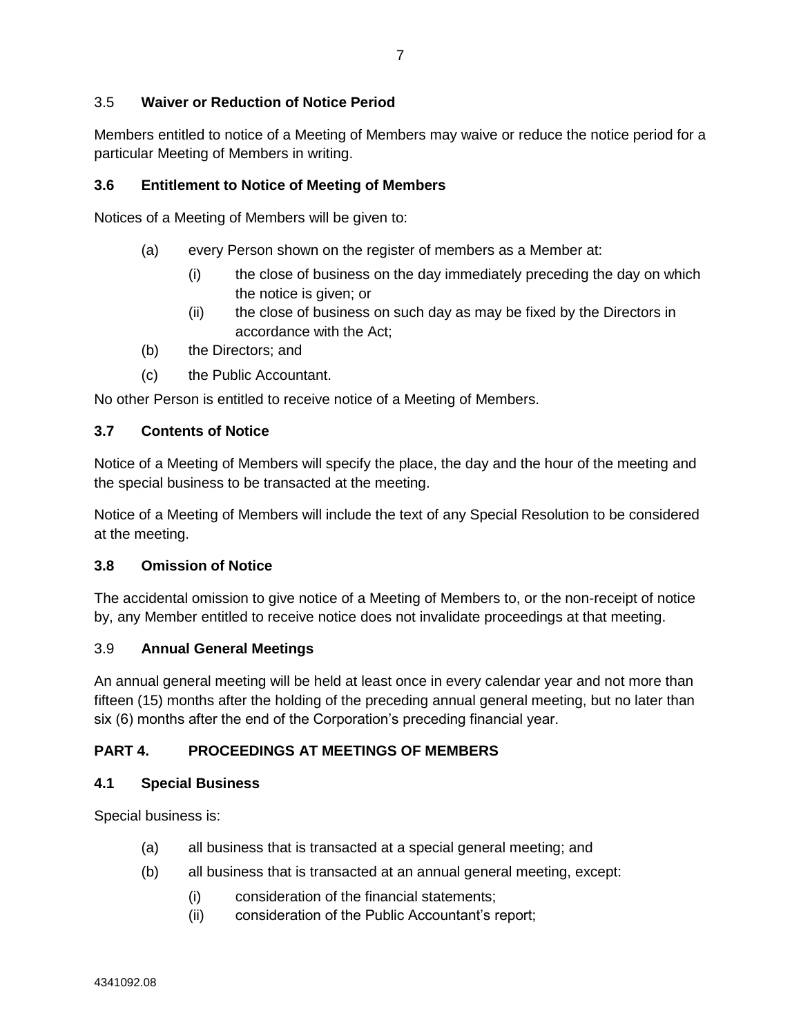### 3.5 Waiver or Reduction of Notice Period

Members entitled to notice of a Meeting of Members may waive or reduce the notice period for a particular Meeting of Members in writing.

### 3.6 Entitlement to Notice of Meeting of Members

Notices of a Meeting of Members will be given to:

- (a) every Person shown on the register of members as a Member at:
  - (i) the close of business on the day immediately preceding the day on which the notice is given; or
  - (ii) the close of business on such day as may be fixed by the Directors in accordance with the Act;
- (b) the Directors; and
- (c) the Public Accountant.

No other Person is entitled to receive notice of a Meeting of Members.

### 3.7 Contents of Notice

Notice of a Meeting of Members will specify the place, the day and the hour of the meeting and the special business to be transacted at the meeting.

Notice of a Meeting of Members will include the text of any Special Resolution to be considered at the meeting.

### 3.8 Omission of Notice

The accidental omission to give notice of a Meeting of Members to, or the non-receipt of notice by, any Member entitled to receive notice does not invalidate proceedings at that meeting.

### 3.9 Annual General Meetings

An annual general meeting will be held at least once in every calendar year and not more than fifteen (15) months after the holding of the preceding annual general meeting, but no later than six (6) months after the end of the Corporation's preceding financial year.

## PART 4. PROCEEDINGS AT MEETINGS OF MEMBERS

### 4.1 Special Business

Special business is:

- (a) all business that is transacted at a special general meeting; and
- (b) all business that is transacted at an annual general meeting, except:
  - (i) consideration of the financial statements;
  - (ii) consideration of the Public Accountant's report;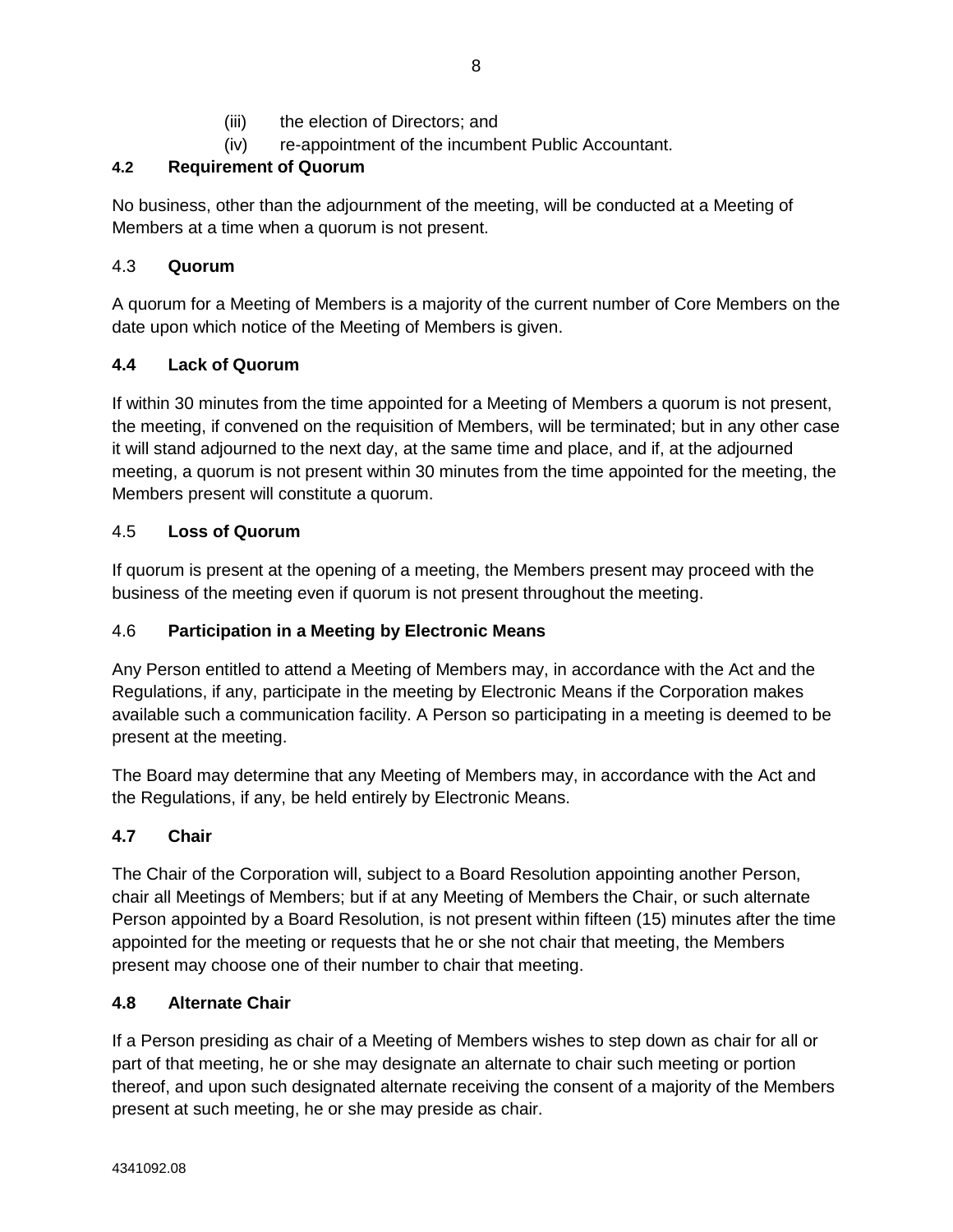(iii) the election of Directors; and

(iv) re-appointment of the incumbent Public Accountant.

### 4.2 Requirement of Quorum

No business, other than the adjournment of the meeting, will be conducted at a Meeting of Members at a time when a quorum is not present.

### 4.3 Quorum

A quorum for a Meeting of Members is a majority of the current number of Core Members on the date upon which notice of the Meeting of Members is given.

### 4.4 Lack of Quorum

If within 30 minutes from the time appointed for a Meeting of Members a quorum is not present, the meeting, if convened on the requisition of Members, will be terminated; but in any other case it will stand adjourned to the next day, at the same time and place, and if, at the adjourned meeting, a quorum is not present within 30 minutes from the time appointed for the meeting, the Members present will constitute a quorum.

### 4.5 Loss of Quorum

If quorum is present at the opening of a meeting, the Members present may proceed with the business of the meeting even if quorum is not present throughout the meeting.

### 4.6 Participation in a Meeting by Electronic Means

Any Person entitled to attend a Meeting of Members may, in accordance with the Act and the Regulations, if any, participate in the meeting by Electronic Means if the Corporation makes available such a communication facility. A Person so participating in a meeting is deemed to be present at the meeting.

The Board may determine that any Meeting of Members may, in accordance with the Act and the Regulations, if any, be held entirely by Electronic Means.

### 4.7 Chair

The Chair of the Corporation will, subject to a Board Resolution appointing another Person, chair all Meetings of Members; but if at any Meeting of Members the Chair, or such alternate Person appointed by a Board Resolution, is not present within fifteen (15) minutes after the time appointed for the meeting or requests that he or she not chair that meeting, the Members present may choose one of their number to chair that meeting.

### 4.8 Alternate Chair

If a Person presiding as chair of a Meeting of Members wishes to step down as chair for all or part of that meeting, he or she may designate an alternate to chair such meeting or portion thereof, and upon such designated alternate receiving the consent of a majority of the Members present at such meeting, he or she may preside as chair.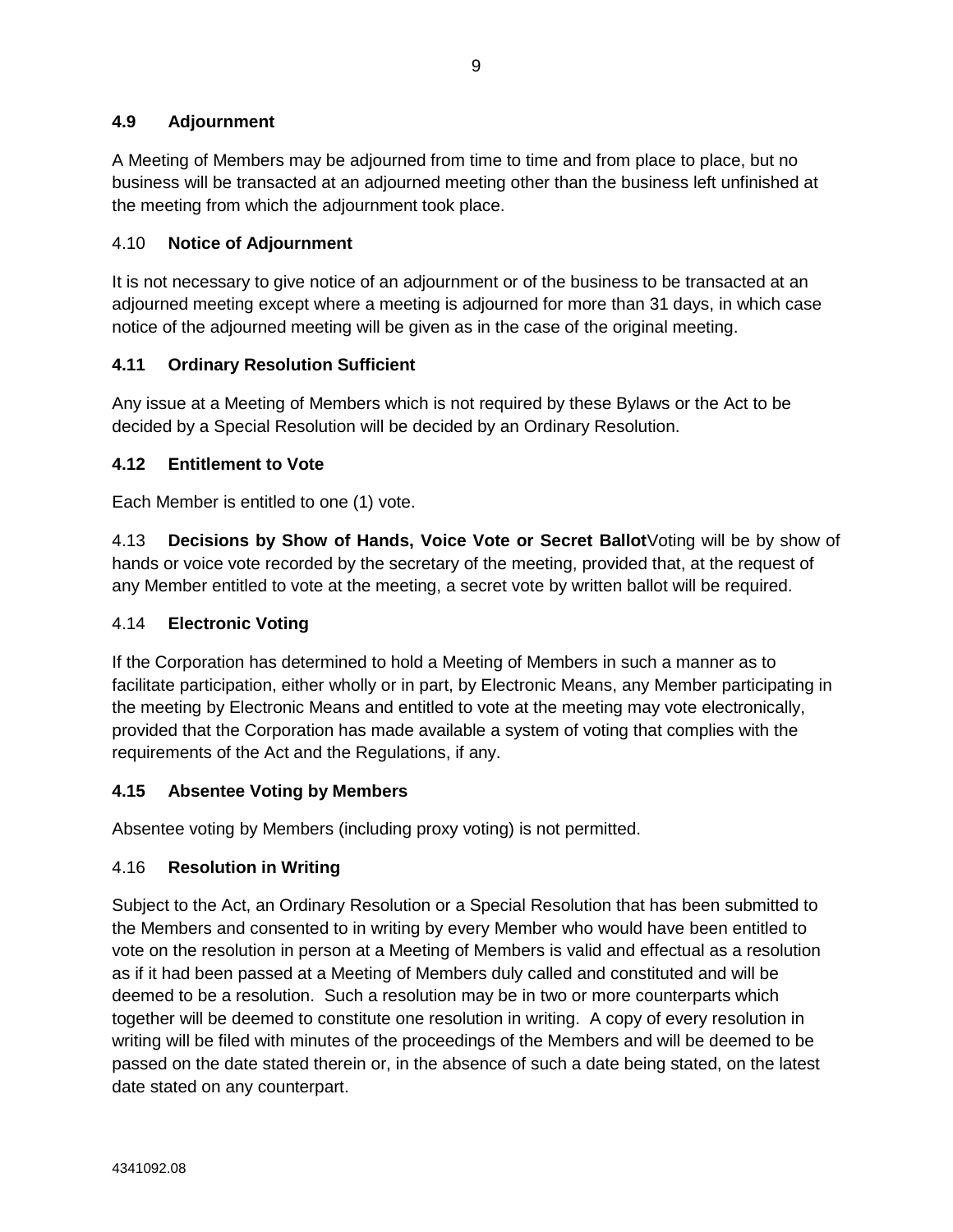### 4.9 Adjournment

A Meeting of Members may be adjourned from time to time and from place to place, but no business will be transacted at an adjourned meeting other than the business left unfinished at the meeting from which the adjournment took place.

### 4.10 Notice of Adjournment

It is not necessary to give notice of an adjournment or of the business to be transacted at an adjourned meeting except where a meeting is adjourned for more than 31 days, in which case notice of the adjourned meeting will be given as in the case of the original meeting.

### 4.11 Ordinary Resolution Sufficient

Any issue at a Meeting of Members which is not required by these Bylaws or the Act to be decided by a Special Resolution will be decided by an Ordinary Resolution.

### 4.12 Entitlement to Vote

Each Member is entitled to one (1) vote.

### 4.13 Decisions by Show of Hands, Voice Vote or Secret Ballot

Voting will be by show of hands or voice vote recorded by the secretary of the meeting, provided that, at the request of any Member entitled to vote at the meeting, a secret vote by written ballot will be required.

### 4.14 Electronic Voting

If the Corporation has determined to hold a Meeting of Members in such a manner as to facilitate participation, either wholly or in part, by Electronic Means, any Member participating in the meeting by Electronic Means and entitled to vote at the meeting may vote electronically, provided that the Corporation has made available a system of voting that complies with the requirements of the Act and the Regulations, if any.

### 4.15 Absentee Voting by Members

Absentee voting by Members (including proxy voting) is not permitted.

### 4.16 Resolution in Writing

Subject to the Act, an Ordinary Resolution or a Special Resolution that has been submitted to the Members and consented to in writing by every Member who would have been entitled to vote on the resolution in person at a Meeting of Members is valid and effectual as a resolution as if it had been passed at a Meeting of Members duly called and constituted and will be deemed to be a resolution. Such a resolution may be in two or more counterparts which together will be deemed to constitute one resolution in writing. A copy of every resolution in writing will be filed with minutes of the proceedings of the Members and will be deemed to be passed on the date stated therein or, in the absence of such a date being stated, on the latest date stated on any counterpart.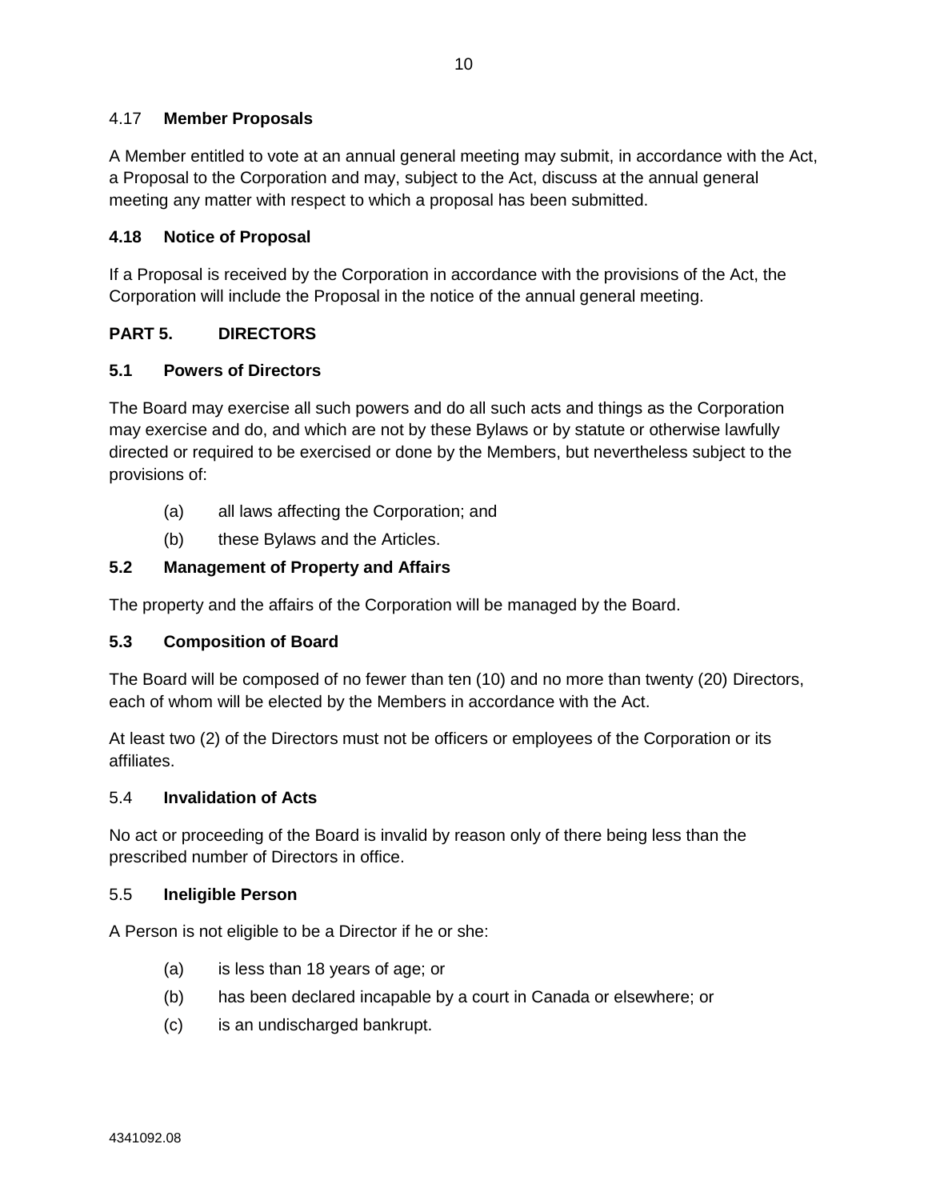### 4.17 **Member Proposals**

A Member entitled to vote at an annual general meeting may submit, in accordance with the Act, a Proposal to the Corporation and may, subject to the Act, discuss at the annual general meeting any matter with respect to which a proposal has been submitted.

### **4.18 Notice of Proposal**

If a Proposal is received by the Corporation in accordance with the provisions of the Act, the Corporation will include the Proposal in the notice of the annual general meeting.

## **PART 5. DIRECTORS**

### **5.1 Powers of Directors**

The Board may exercise all such powers and do all such acts and things as the Corporation may exercise and do, and which are not by these Bylaws or by statute or otherwise lawfully directed or required to be exercised or done by the Members, but nevertheless subject to the provisions of:

- (a) all laws affecting the Corporation; and
- (b) these Bylaws and the Articles.

### **5.2 Management of Property and Affairs**

The property and the affairs of the Corporation will be managed by the Board.

### **5.3 Composition of Board**

The Board will be composed of no fewer than ten (10) and no more than twenty (20) Directors, each of whom will be elected by the Members in accordance with the Act.

At least two (2) of the Directors must not be officers or employees of the Corporation or its affiliates.

### 5.4 **Invalidation of Acts**

No act or proceeding of the Board is invalid by reason only of there being less than the prescribed number of Directors in office.

### 5.5 **Ineligible Person**

A Person is not eligible to be a Director if he or she:

- (a) is less than 18 years of age; or
- (b) has been declared incapable by a court in Canada or elsewhere; or
- (c) is an undischarged bankrupt.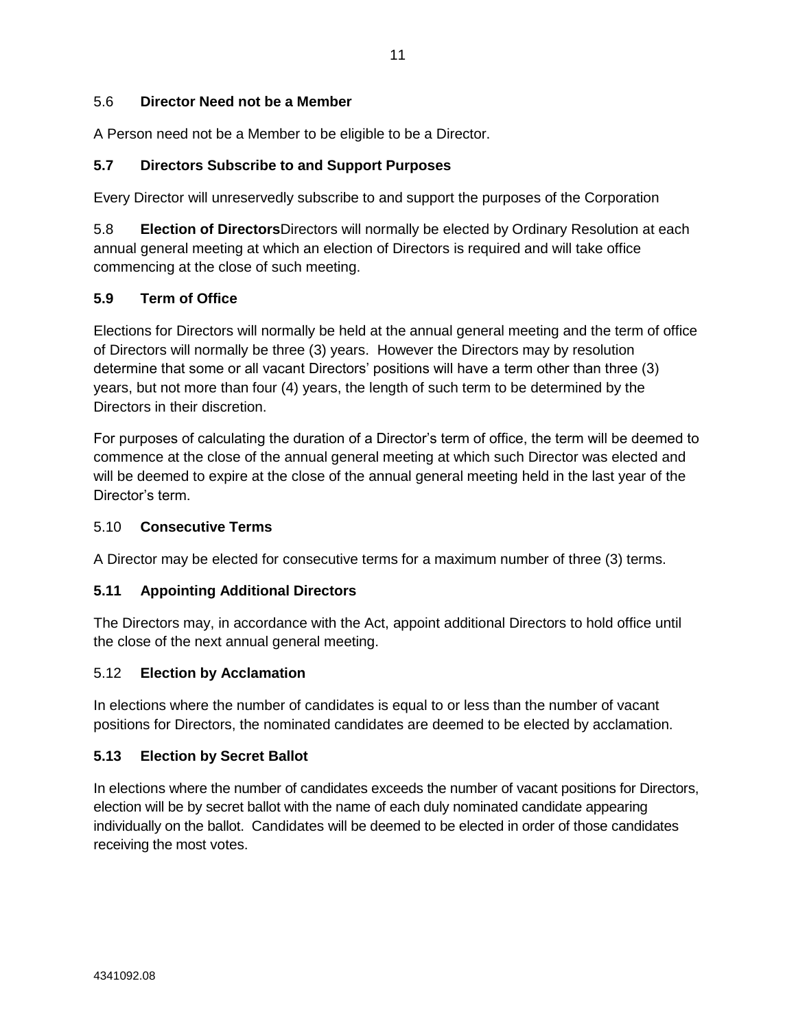### 5.6 Director Need not be a Member

A Person need not be a Member to be eligible to be a Director.

### 5.7 Directors Subscribe to and Support Purposes

Every Director will unreservedly subscribe to and support the purposes of the Corporation

### 5.8 Election of Directors

Directors will normally be elected by Ordinary Resolution at each annual general meeting at which an election of Directors is required and will take office commencing at the close of such meeting.

### 5.9 Term of Office

Elections for Directors will normally be held at the annual general meeting and the term of office of Directors will normally be three (3) years. However the Directors may by resolution determine that some or all vacant Directors' positions will have a term other than three (3) years, but not more than four (4) years, the length of such term to be determined by the Directors in their discretion.

For purposes of calculating the duration of a Director's term of office, the term will be deemed to commence at the close of the annual general meeting at which such Director was elected and will be deemed to expire at the close of the annual general meeting held in the last year of the Director's term.

### 5.10 Consecutive Terms

A Director may be elected for consecutive terms for a maximum number of three (3) terms.

### 5.11 Appointing Additional Directors

The Directors may, in accordance with the Act, appoint additional Directors to hold office until the close of the next annual general meeting.

### 5.12 Election by Acclamation

In elections where the number of candidates is equal to or less than the number of vacant positions for Directors, the nominated candidates are deemed to be elected by acclamation.

### 5.13 Election by Secret Ballot

In elections where the number of candidates exceeds the number of vacant positions for Directors, election will be by secret ballot with the name of each duly nominated candidate appearing individually on the ballot. Candidates will be deemed to be elected in order of those candidates receiving the most votes.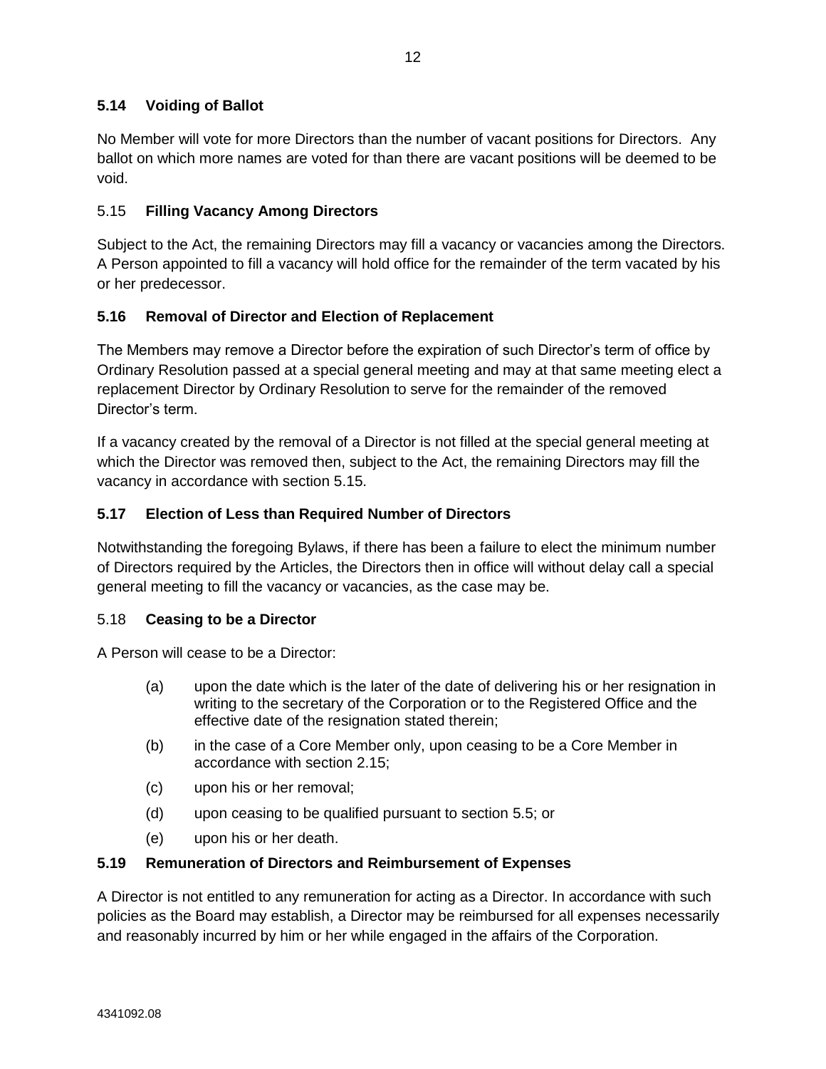### 5.14 Voiding of Ballot

No Member will vote for more Directors than the number of vacant positions for Directors. Any ballot on which more names are voted for than there are vacant positions will be deemed to be void.

### 5.15 Filling Vacancy Among Directors

Subject to the Act, the remaining Directors may fill a vacancy or vacancies among the Directors. A Person appointed to fill a vacancy will hold office for the remainder of the term vacated by his or her predecessor.

### 5.16 Removal of Director and Election of Replacement

The Members may remove a Director before the expiration of such Director's term of office by Ordinary Resolution passed at a special general meeting and may at that same meeting elect a replacement Director by Ordinary Resolution to serve for the remainder of the removed Director's term.

If a vacancy created by the removal of a Director is not filled at the special general meeting at which the Director was removed then, subject to the Act, the remaining Directors may fill the vacancy in accordance with section 5.15.

### 5.17 Election of Less than Required Number of Directors

Notwithstanding the foregoing Bylaws, if there has been a failure to elect the minimum number of Directors required by the Articles, the Directors then in office will without delay call a special general meeting to fill the vacancy or vacancies, as the case may be.

### 5.18 Ceasing to be a Director

A Person will cease to be a Director:

(a) upon the date which is the later of the date of delivering his or her resignation in writing to the secretary of the Corporation or to the Registered Office and the effective date of the resignation stated therein;

(b) in the case of a Core Member only, upon ceasing to be a Core Member in accordance with section 2.15;

(c) upon his or her removal;

(d) upon ceasing to be qualified pursuant to section 5.5; or

(e) upon his or her death.

### 5.19 Remuneration of Directors and Reimbursement of Expenses

A Director is not entitled to any remuneration for acting as a Director. In accordance with such policies as the Board may establish, a Director may be reimbursed for all expenses necessarily and reasonably incurred by him or her while engaged in the affairs of the Corporation.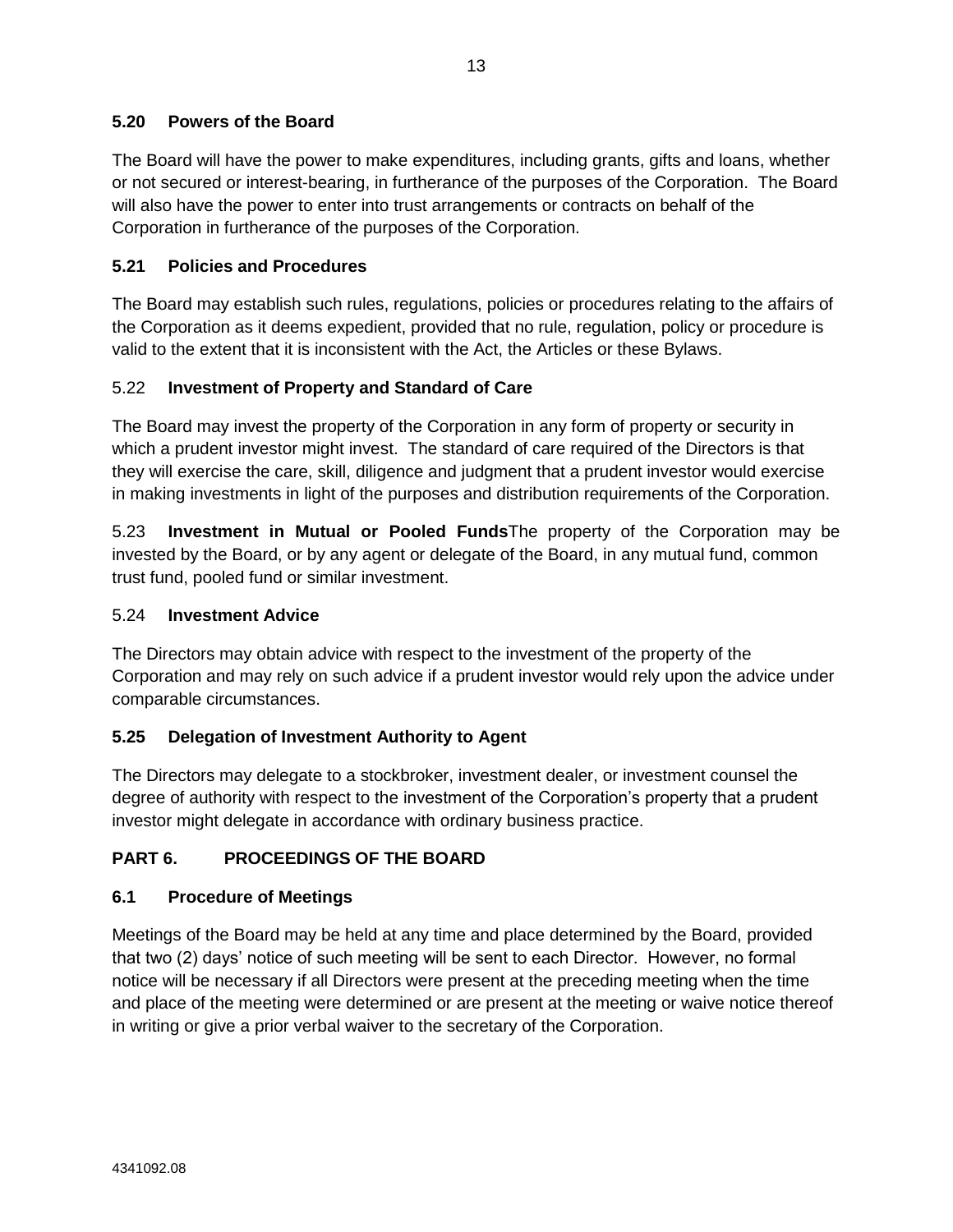### 5.20 Powers of the Board

The Board will have the power to make expenditures, including grants, gifts and loans, whether or not secured or interest-bearing, in furtherance of the purposes of the Corporation. The Board will also have the power to enter into trust arrangements or contracts on behalf of the Corporation in furtherance of the purposes of the Corporation.

### 5.21 Policies and Procedures

The Board may establish such rules, regulations, policies or procedures relating to the affairs of the Corporation as it deems expedient, provided that no rule, regulation, policy or procedure is valid to the extent that it is inconsistent with the Act, the Articles or these Bylaws.

### 5.22 Investment of Property and Standard of Care

The Board may invest the property of the Corporation in any form of property or security in which a prudent investor might invest. The standard of care required of the Directors is that they will exercise the care, skill, diligence and judgment that a prudent investor would exercise in making investments in light of the purposes and distribution requirements of the Corporation.

5.23 **Investment in Mutual or Pooled Funds**The property of the Corporation may be invested by the Board, or by any agent or delegate of the Board, in any mutual fund, common trust fund, pooled fund or similar investment.

### 5.24 Investment Advice

The Directors may obtain advice with respect to the investment of the property of the Corporation and may rely on such advice if a prudent investor would rely upon the advice under comparable circumstances.

### 5.25 Delegation of Investment Authority to Agent

The Directors may delegate to a stockbroker, investment dealer, or investment counsel the degree of authority with respect to the investment of the Corporation's property that a prudent investor might delegate in accordance with ordinary business practice.

## PART 6. PROCEEDINGS OF THE BOARD

### 6.1 Procedure of Meetings

Meetings of the Board may be held at any time and place determined by the Board, provided that two (2) days' notice of such meeting will be sent to each Director. However, no formal notice will be necessary if all Directors were present at the preceding meeting when the time and place of the meeting were determined or are present at the meeting or waive notice thereof in writing or give a prior verbal waiver to the secretary of the Corporation.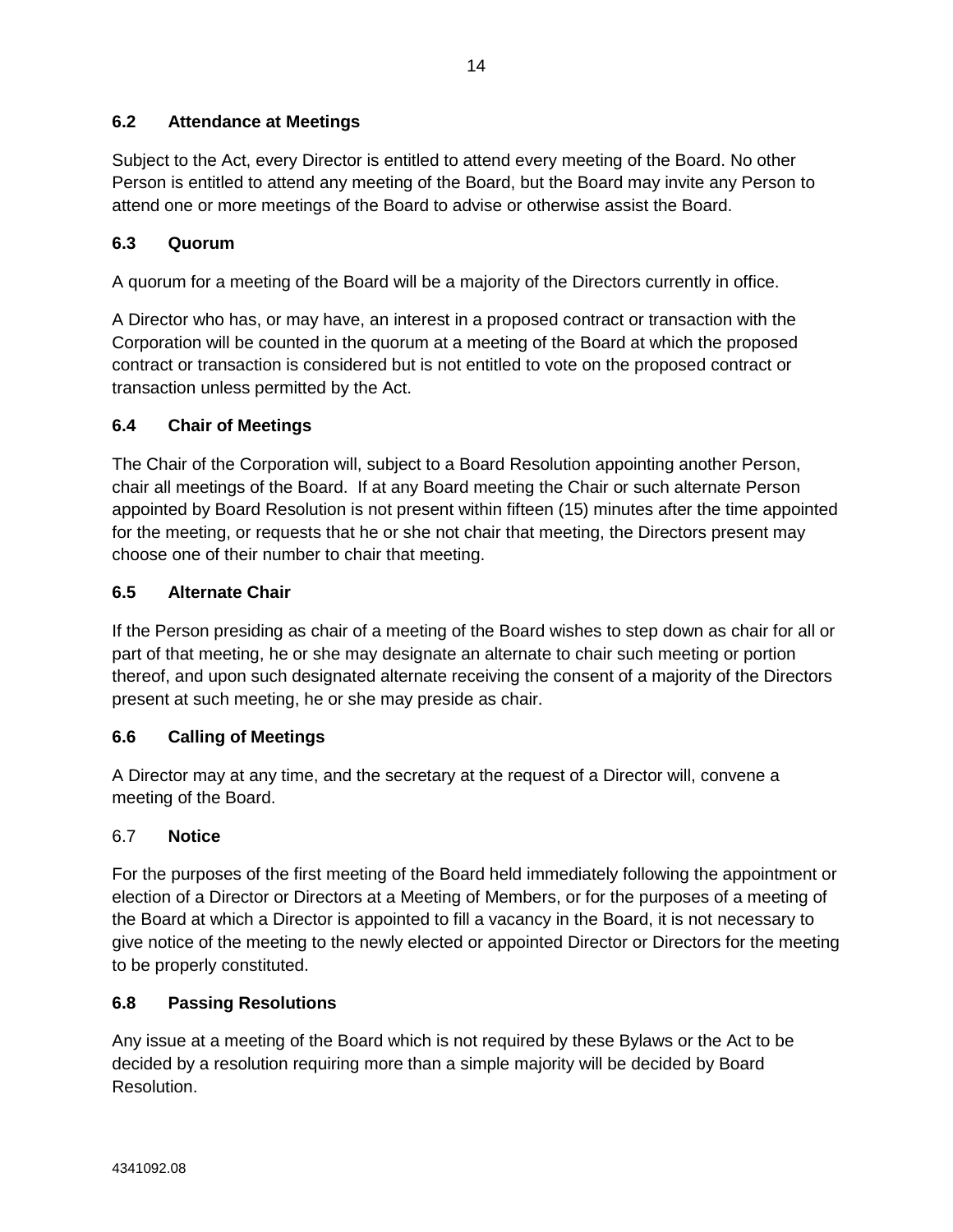### 6.2 Attendance at Meetings

Subject to the Act, every Director is entitled to attend every meeting of the Board. No other Person is entitled to attend any meeting of the Board, but the Board may invite any Person to attend one or more meetings of the Board to advise or otherwise assist the Board.

### 6.3 Quorum

A quorum for a meeting of the Board will be a majority of the Directors currently in office.

A Director who has, or may have, an interest in a proposed contract or transaction with the Corporation will be counted in the quorum at a meeting of the Board at which the proposed contract or transaction is considered but is not entitled to vote on the proposed contract or transaction unless permitted by the Act.

### 6.4 Chair of Meetings

The Chair of the Corporation will, subject to a Board Resolution appointing another Person, chair all meetings of the Board. If at any Board meeting the Chair or such alternate Person appointed by Board Resolution is not present within fifteen (15) minutes after the time appointed for the meeting, or requests that he or she not chair that meeting, the Directors present may choose one of their number to chair that meeting.

### 6.5 Alternate Chair

If the Person presiding as chair of a meeting of the Board wishes to step down as chair for all or part of that meeting, he or she may designate an alternate to chair such meeting or portion thereof, and upon such designated alternate receiving the consent of a majority of the Directors present at such meeting, he or she may preside as chair.

### 6.6 Calling of Meetings

A Director may at any time, and the secretary at the request of a Director will, convene a meeting of the Board.

### 6.7 Notice

For the purposes of the first meeting of the Board held immediately following the appointment or election of a Director or Directors at a Meeting of Members, or for the purposes of a meeting of the Board at which a Director is appointed to fill a vacancy in the Board, it is not necessary to give notice of the meeting to the newly elected or appointed Director or Directors for the meeting to be properly constituted.

### 6.8 Passing Resolutions

Any issue at a meeting of the Board which is not required by these Bylaws or the Act to be decided by a resolution requiring more than a simple majority will be decided by Board Resolution.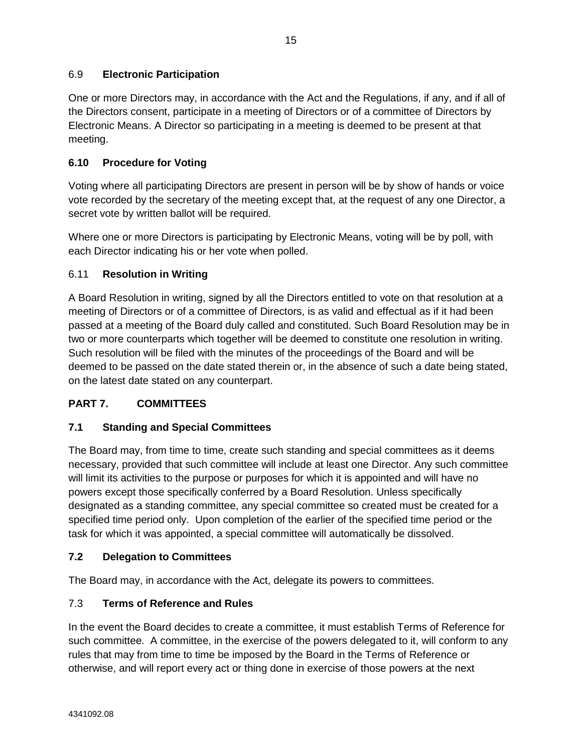### 6.9 **Electronic Participation**

One or more Directors may, in accordance with the Act and the Regulations, if any, and if all of the Directors consent, participate in a meeting of Directors or of a committee of Directors by Electronic Means. A Director so participating in a meeting is deemed to be present at that meeting.

### **6.10 Procedure for Voting**

Voting where all participating Directors are present in person will be by show of hands or voice vote recorded by the secretary of the meeting except that, at the request of any one Director, a secret vote by written ballot will be required.

Where one or more Directors is participating by Electronic Means, voting will be by poll, with each Director indicating his or her vote when polled.

### 6.11 **Resolution in Writing**

A Board Resolution in writing, signed by all the Directors entitled to vote on that resolution at a meeting of Directors or of a committee of Directors, is as valid and effectual as if it had been passed at a meeting of the Board duly called and constituted. Such Board Resolution may be in two or more counterparts which together will be deemed to constitute one resolution in writing. Such resolution will be filed with the minutes of the proceedings of the Board and will be deemed to be passed on the date stated therein or, in the absence of such a date being stated, on the latest date stated on any counterpart.

## **PART 7. COMMITTEES**

### **7.1 Standing and Special Committees**

The Board may, from time to time, create such standing and special committees as it deems necessary, provided that such committee will include at least one Director. Any such committee will limit its activities to the purpose or purposes for which it is appointed and will have no powers except those specifically conferred by a Board Resolution. Unless specifically designated as a standing committee, any special committee so created must be created for a specified time period only. Upon completion of the earlier of the specified time period or the task for which it was appointed, a special committee will automatically be dissolved.

### **7.2 Delegation to Committees**

The Board may, in accordance with the Act, delegate its powers to committees.

### 7.3 **Terms of Reference and Rules**

In the event the Board decides to create a committee, it must establish Terms of Reference for such committee. A committee, in the exercise of the powers delegated to it, will conform to any rules that may from time to time be imposed by the Board in the Terms of Reference or otherwise, and will report every act or thing done in exercise of those powers at the next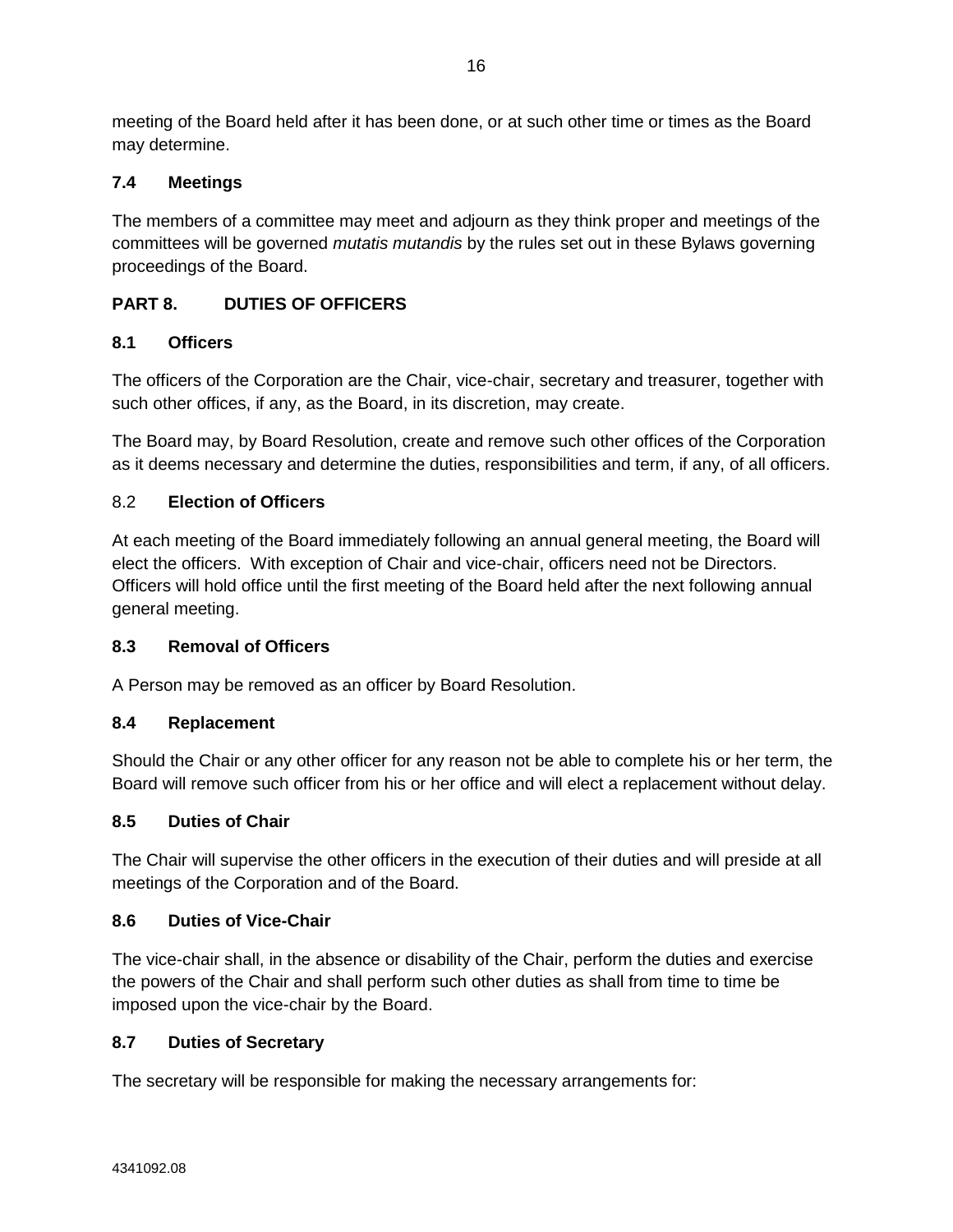meeting of the Board held after it has been done, or at such other time or times as the Board may determine.

### 7.4 Meetings

The members of a committee may meet and adjourn as they think proper and meetings of the committees will be governed *mutatis mutandis* by the rules set out in these Bylaws governing proceedings of the Board.

## PART 8. DUTIES OF OFFICERS

### 8.1 Officers

The officers of the Corporation are the Chair, vice-chair, secretary and treasurer, together with such other offices, if any, as the Board, in its discretion, may create.

The Board may, by Board Resolution, create and remove such other offices of the Corporation as it deems necessary and determine the duties, responsibilities and term, if any, of all officers.

### 8.2 Election of Officers

At each meeting of the Board immediately following an annual general meeting, the Board will elect the officers. With exception of Chair and vice-chair, officers need not be Directors. Officers will hold office until the first meeting of the Board held after the next following annual general meeting.

### 8.3 Removal of Officers

A Person may be removed as an officer by Board Resolution.

### 8.4 Replacement

Should the Chair or any other officer for any reason not be able to complete his or her term, the Board will remove such officer from his or her office and will elect a replacement without delay.

### 8.5 Duties of Chair

The Chair will supervise the other officers in the execution of their duties and will preside at all meetings of the Corporation and of the Board.

### 8.6 Duties of Vice-Chair

The vice-chair shall, in the absence or disability of the Chair, perform the duties and exercise the powers of the Chair and shall perform such other duties as shall from time to time be imposed upon the vice-chair by the Board.

### 8.7 Duties of Secretary

The secretary will be responsible for making the necessary arrangements for: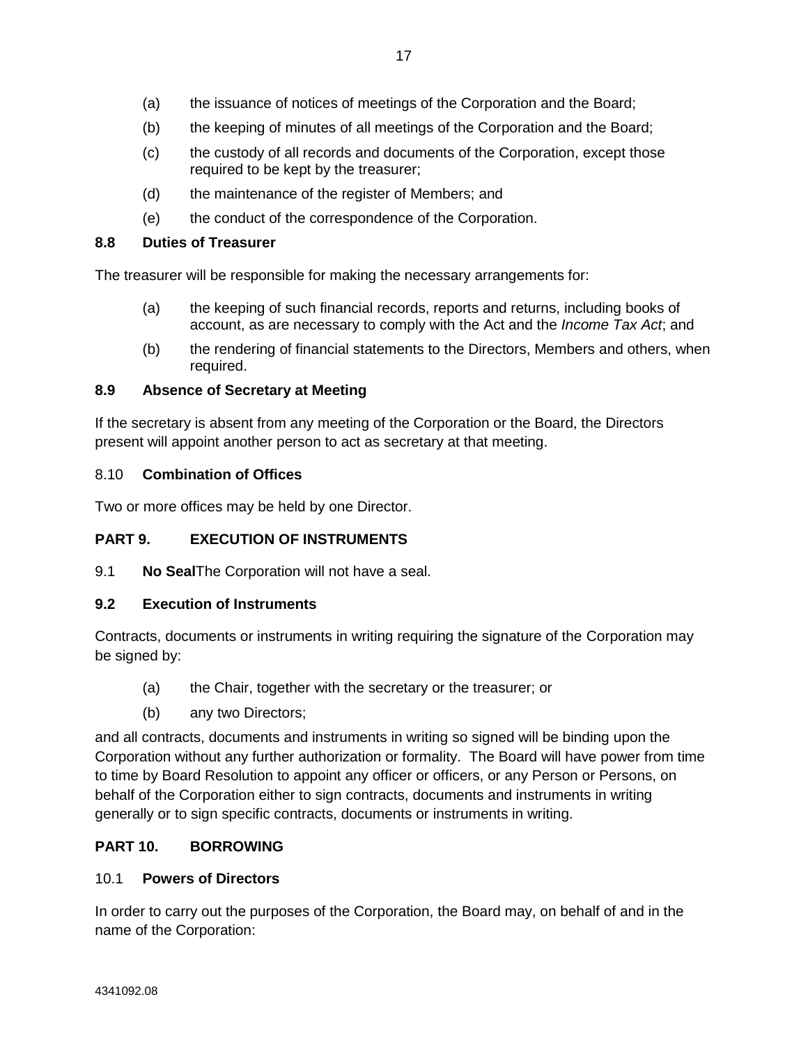(a) the issuance of notices of meetings of the Corporation and the Board;

(b) the keeping of minutes of all meetings of the Corporation and the Board;

(c) the custody of all records and documents of the Corporation, except those required to be kept by the treasurer;

(d) the maintenance of the register of Members; and

(e) the conduct of the correspondence of the Corporation.

### 8.8 Duties of Treasurer

The treasurer will be responsible for making the necessary arrangements for:

(a) the keeping of such financial records, reports and returns, including books of account, as are necessary to comply with the Act and the *Income Tax Act*; and

(b) the rendering of financial statements to the Directors, Members and others, when required.

### 8.9 Absence of Secretary at Meeting

If the secretary is absent from any meeting of the Corporation or the Board, the Directors present will appoint another person to act as secretary at that meeting.

### 8.10 Combination of Offices

Two or more offices may be held by one Director.

## PART 9. EXECUTION OF INSTRUMENTS

9.1 **No Seal**The Corporation will not have a seal.

### 9.2 Execution of Instruments

Contracts, documents or instruments in writing requiring the signature of the Corporation may be signed by:

(a) the Chair, together with the secretary or the treasurer; or

(b) any two Directors;

and all contracts, documents and instruments in writing so signed will be binding upon the Corporation without any further authorization or formality. The Board will have power from time to time by Board Resolution to appoint any officer or officers, or any Person or Persons, on behalf of the Corporation either to sign contracts, documents and instruments in writing generally or to sign specific contracts, documents or instruments in writing.

## PART 10. BORROWING

### 10.1 Powers of Directors

In order to carry out the purposes of the Corporation, the Board may, on behalf of and in the name of the Corporation: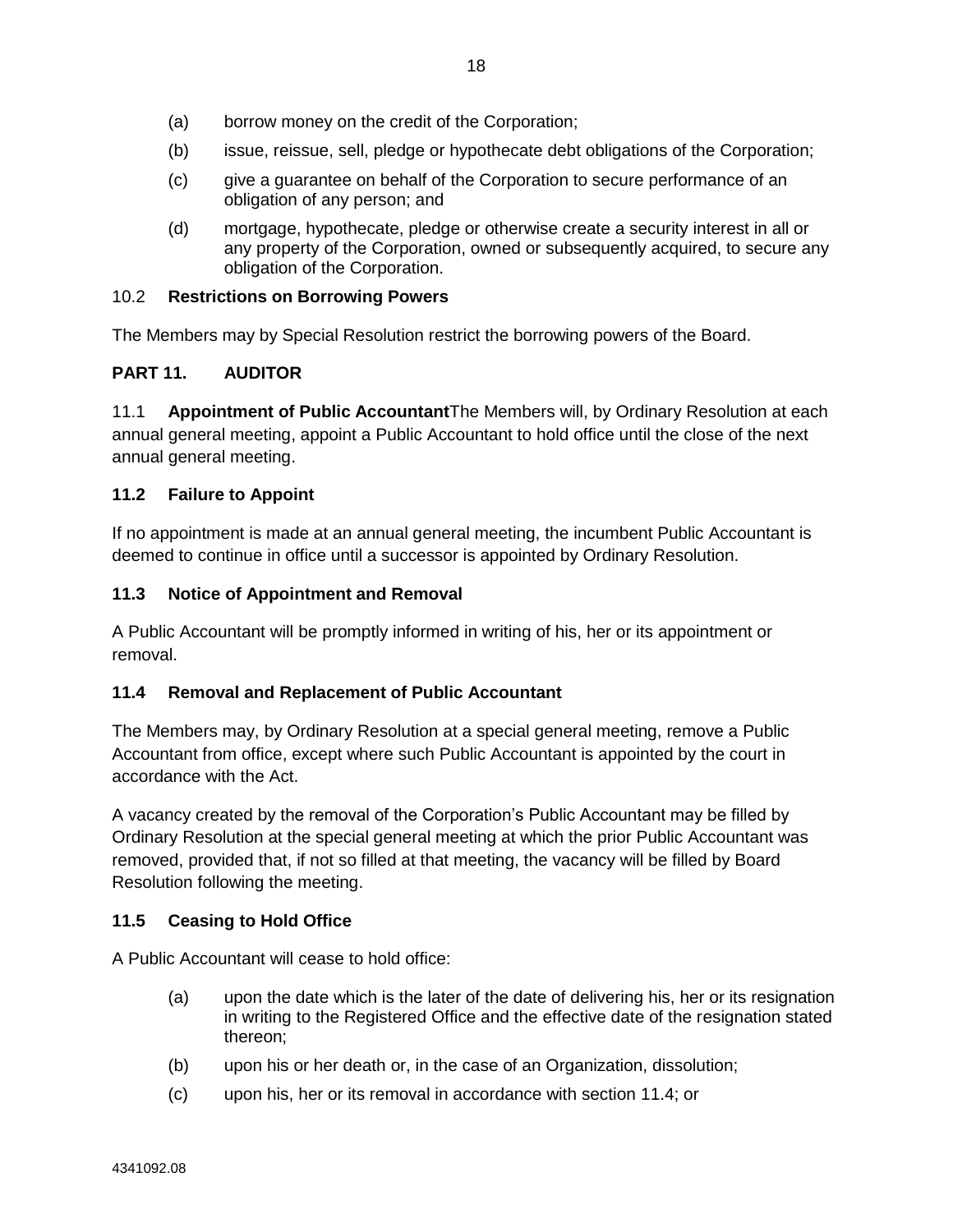(a) borrow money on the credit of the Corporation;

(b) issue, reissue, sell, pledge or hypothecate debt obligations of the Corporation;

(c) give a guarantee on behalf of the Corporation to secure performance of an obligation of any person; and

(d) mortgage, hypothecate, pledge or otherwise create a security interest in all or any property of the Corporation, owned or subsequently acquired, to secure any obligation of the Corporation.

10.2 **Restrictions on Borrowing Powers**

The Members may by Special Resolution restrict the borrowing powers of the Board.

## PART 11. AUDITOR

11.1 **Appointment of Public Accountant**The Members will, by Ordinary Resolution at each annual general meeting, appoint a Public Accountant to hold office until the close of the next annual general meeting.

### 11.2 Failure to Appoint

If no appointment is made at an annual general meeting, the incumbent Public Accountant is deemed to continue in office until a successor is appointed by Ordinary Resolution.

### 11.3 Notice of Appointment and Removal

A Public Accountant will be promptly informed in writing of his, her or its appointment or removal.

### 11.4 Removal and Replacement of Public Accountant

The Members may, by Ordinary Resolution at a special general meeting, remove a Public Accountant from office, except where such Public Accountant is appointed by the court in accordance with the Act.

A vacancy created by the removal of the Corporation's Public Accountant may be filled by Ordinary Resolution at the special general meeting at which the prior Public Accountant was removed, provided that, if not so filled at that meeting, the vacancy will be filled by Board Resolution following the meeting.

### 11.5 Ceasing to Hold Office

A Public Accountant will cease to hold office:

(a) upon the date which is the later of the date of delivering his, her or its resignation in writing to the Registered Office and the effective date of the resignation stated thereon;

(b) upon his or her death or, in the case of an Organization, dissolution;

(c) upon his, her or its removal in accordance with section 11.4; or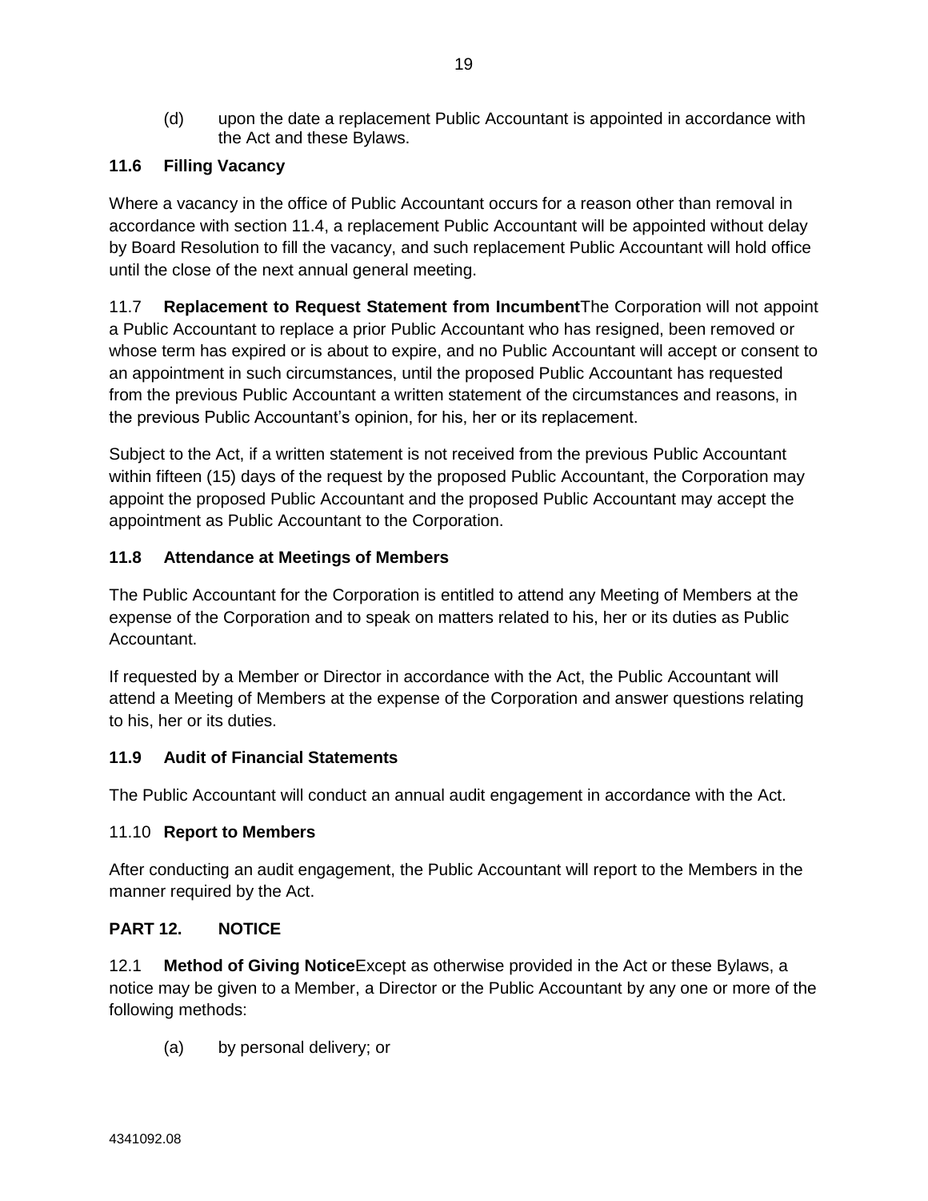(d) upon the date a replacement Public Accountant is appointed in accordance with the Act and these Bylaws.

**11.6 Filling Vacancy**

Where a vacancy in the office of Public Accountant occurs for a reason other than removal in accordance with section 11.4, a replacement Public Accountant will be appointed without delay by Board Resolution to fill the vacancy, and such replacement Public Accountant will hold office until the close of the next annual general meeting.

11.7 **Replacement to Request Statement from Incumbent**The Corporation will not appoint a Public Accountant to replace a prior Public Accountant who has resigned, been removed or whose term has expired or is about to expire, and no Public Accountant will accept or consent to an appointment in such circumstances, until the proposed Public Accountant has requested from the previous Public Accountant a written statement of the circumstances and reasons, in the previous Public Accountant's opinion, for his, her or its replacement.

Subject to the Act, if a written statement is not received from the previous Public Accountant within fifteen (15) days of the request by the proposed Public Accountant, the Corporation may appoint the proposed Public Accountant and the proposed Public Accountant may accept the appointment as Public Accountant to the Corporation.

**11.8 Attendance at Meetings of Members**

The Public Accountant for the Corporation is entitled to attend any Meeting of Members at the expense of the Corporation and to speak on matters related to his, her or its duties as Public Accountant.

If requested by a Member or Director in accordance with the Act, the Public Accountant will attend a Meeting of Members at the expense of the Corporation and answer questions relating to his, her or its duties.

**11.9 Audit of Financial Statements**

The Public Accountant will conduct an annual audit engagement in accordance with the Act.

11.10 **Report to Members**

After conducting an audit engagement, the Public Accountant will report to the Members in the manner required by the Act.

**PART 12. NOTICE**

12.1 **Method of Giving Notice**Except as otherwise provided in the Act or these Bylaws, a notice may be given to a Member, a Director or the Public Accountant by any one or more of the following methods:

(a) by personal delivery; or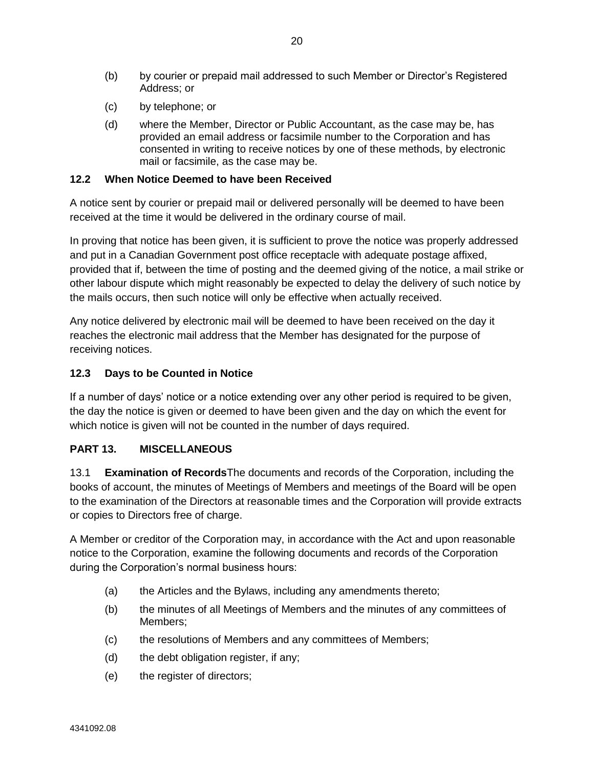(b) by courier or prepaid mail addressed to such Member or Director's Registered Address; or

(c) by telephone; or

(d) where the Member, Director or Public Accountant, as the case may be, has provided an email address or facsimile number to the Corporation and has consented in writing to receive notices by one of these methods, by electronic mail or facsimile, as the case may be.

### 12.2 When Notice Deemed to have been Received

A notice sent by courier or prepaid mail or delivered personally will be deemed to have been received at the time it would be delivered in the ordinary course of mail.

In proving that notice has been given, it is sufficient to prove the notice was properly addressed and put in a Canadian Government post office receptacle with adequate postage affixed, provided that if, between the time of posting and the deemed giving of the notice, a mail strike or other labour dispute which might reasonably be expected to delay the delivery of such notice by the mails occurs, then such notice will only be effective when actually received.

Any notice delivered by electronic mail will be deemed to have been received on the day it reaches the electronic mail address that the Member has designated for the purpose of receiving notices.

### 12.3 Days to be Counted in Notice

If a number of days' notice or a notice extending over any other period is required to be given, the day the notice is given or deemed to have been given and the day on which the event for which notice is given will not be counted in the number of days required.

## PART 13. MISCELLANEOUS

13.1 **Examination of Records**The documents and records of the Corporation, including the books of account, the minutes of Meetings of Members and meetings of the Board will be open to the examination of the Directors at reasonable times and the Corporation will provide extracts or copies to Directors free of charge.

A Member or creditor of the Corporation may, in accordance with the Act and upon reasonable notice to the Corporation, examine the following documents and records of the Corporation during the Corporation's normal business hours:

(a) the Articles and the Bylaws, including any amendments thereto;

(b) the minutes of all Meetings of Members and the minutes of any committees of Members;

(c) the resolutions of Members and any committees of Members;

(d) the debt obligation register, if any;

(e) the register of directors;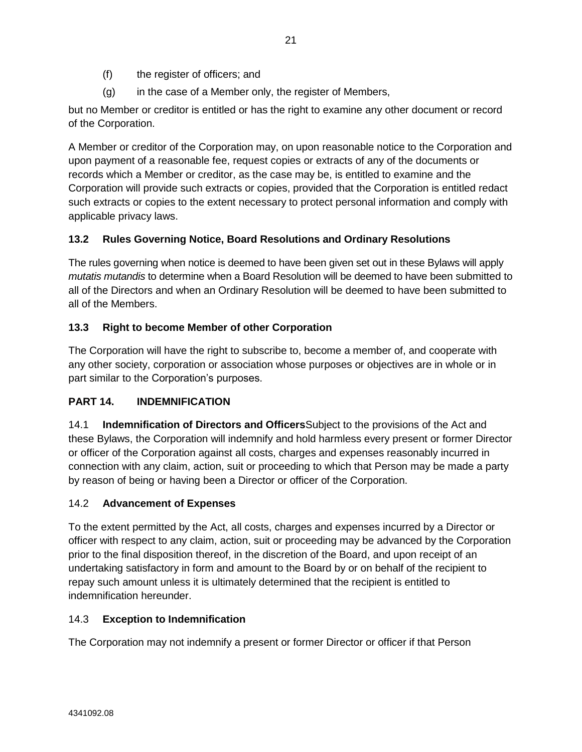(f) the register of officers; and

(g) in the case of a Member only, the register of Members,

but no Member or creditor is entitled or has the right to examine any other document or record of the Corporation.

A Member or creditor of the Corporation may, on upon reasonable notice to the Corporation and upon payment of a reasonable fee, request copies or extracts of any of the documents or records which a Member or creditor, as the case may be, is entitled to examine and the Corporation will provide such extracts or copies, provided that the Corporation is entitled redact such extracts or copies to the extent necessary to protect personal information and comply with applicable privacy laws.

### 13.2 Rules Governing Notice, Board Resolutions and Ordinary Resolutions

The rules governing when notice is deemed to have been given set out in these Bylaws will apply *mutatis mutandis* to determine when a Board Resolution will be deemed to have been submitted to all of the Directors and when an Ordinary Resolution will be deemed to have been submitted to all of the Members.

### 13.3 Right to become Member of other Corporation

The Corporation will have the right to subscribe to, become a member of, and cooperate with any other society, corporation or association whose purposes or objectives are in whole or in part similar to the Corporation's purposes.

## PART 14. INDEMNIFICATION

14.1 **Indemnification of Directors and Officers**Subject to the provisions of the Act and these Bylaws, the Corporation will indemnify and hold harmless every present or former Director or officer of the Corporation against all costs, charges and expenses reasonably incurred in connection with any claim, action, suit or proceeding to which that Person may be made a party by reason of being or having been a Director or officer of the Corporation.

### 14.2 Advancement of Expenses

To the extent permitted by the Act, all costs, charges and expenses incurred by a Director or officer with respect to any claim, action, suit or proceeding may be advanced by the Corporation prior to the final disposition thereof, in the discretion of the Board, and upon receipt of an undertaking satisfactory in form and amount to the Board by or on behalf of the recipient to repay such amount unless it is ultimately determined that the recipient is entitled to indemnification hereunder.

### 14.3 Exception to Indemnification

The Corporation may not indemnify a present or former Director or officer if that Person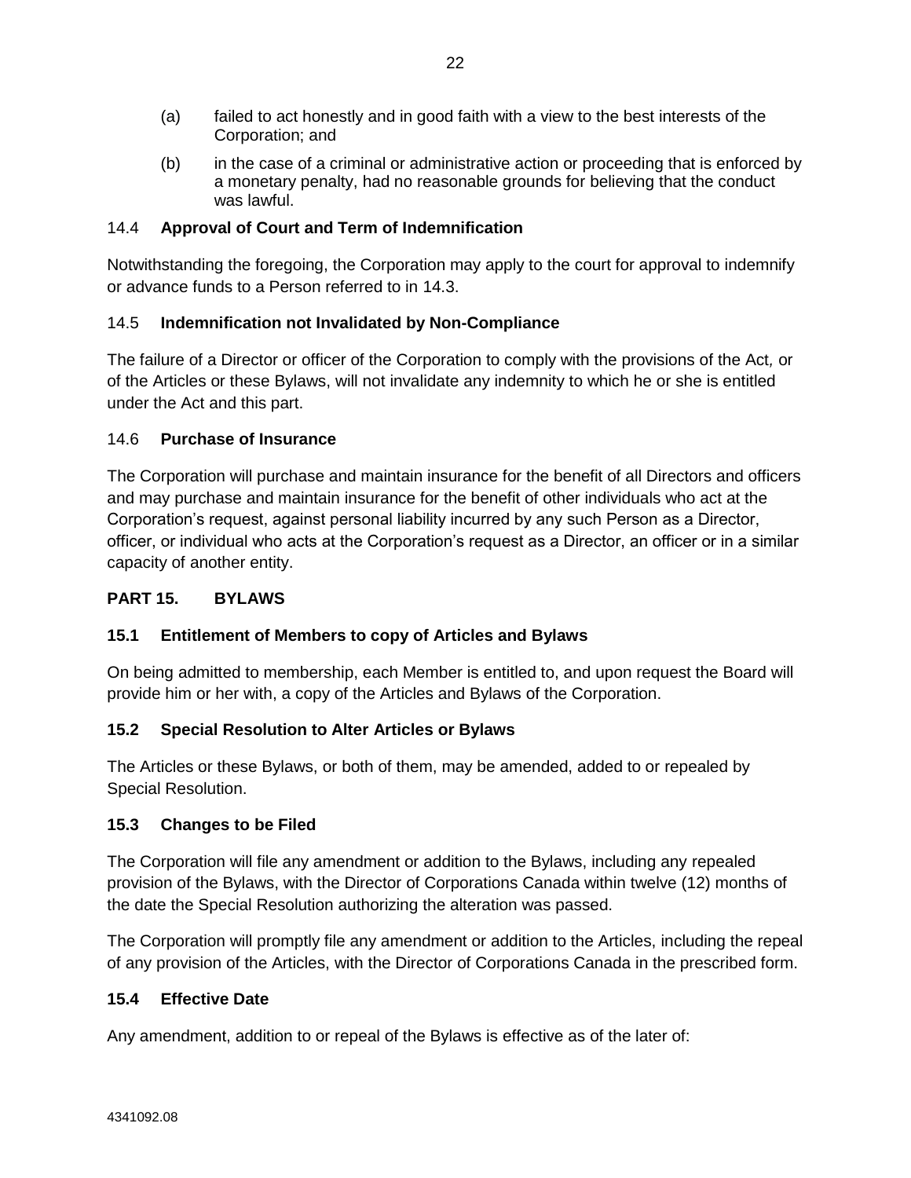(a) failed to act honestly and in good faith with a view to the best interests of the Corporation; and

(b) in the case of a criminal or administrative action or proceeding that is enforced by a monetary penalty, had no reasonable grounds for believing that the conduct was lawful.

### 14.4 **Approval of Court and Term of Indemnification**

Notwithstanding the foregoing, the Corporation may apply to the court for approval to indemnify or advance funds to a Person referred to in 14.3.

### 14.5 **Indemnification not Invalidated by Non-Compliance**

The failure of a Director or officer of the Corporation to comply with the provisions of the Act, or of the Articles or these Bylaws, will not invalidate any indemnity to which he or she is entitled under the Act and this part.

### 14.6 **Purchase of Insurance**

The Corporation will purchase and maintain insurance for the benefit of all Directors and officers and may purchase and maintain insurance for the benefit of other individuals who act at the Corporation's request, against personal liability incurred by any such Person as a Director, officer, or individual who acts at the Corporation's request as a Director, an officer or in a similar capacity of another entity.

## PART 15. BYLAWS

### 15.1 Entitlement of Members to copy of Articles and Bylaws

On being admitted to membership, each Member is entitled to, and upon request the Board will provide him or her with, a copy of the Articles and Bylaws of the Corporation.

### 15.2 Special Resolution to Alter Articles or Bylaws

The Articles or these Bylaws, or both of them, may be amended, added to or repealed by Special Resolution.

### 15.3 Changes to be Filed

The Corporation will file any amendment or addition to the Bylaws, including any repealed provision of the Bylaws, with the Director of Corporations Canada within twelve (12) months of the date the Special Resolution authorizing the alteration was passed.

The Corporation will promptly file any amendment or addition to the Articles, including the repeal of any provision of the Articles, with the Director of Corporations Canada in the prescribed form.

### 15.4 Effective Date

Any amendment, addition to or repeal of the Bylaws is effective as of the later of: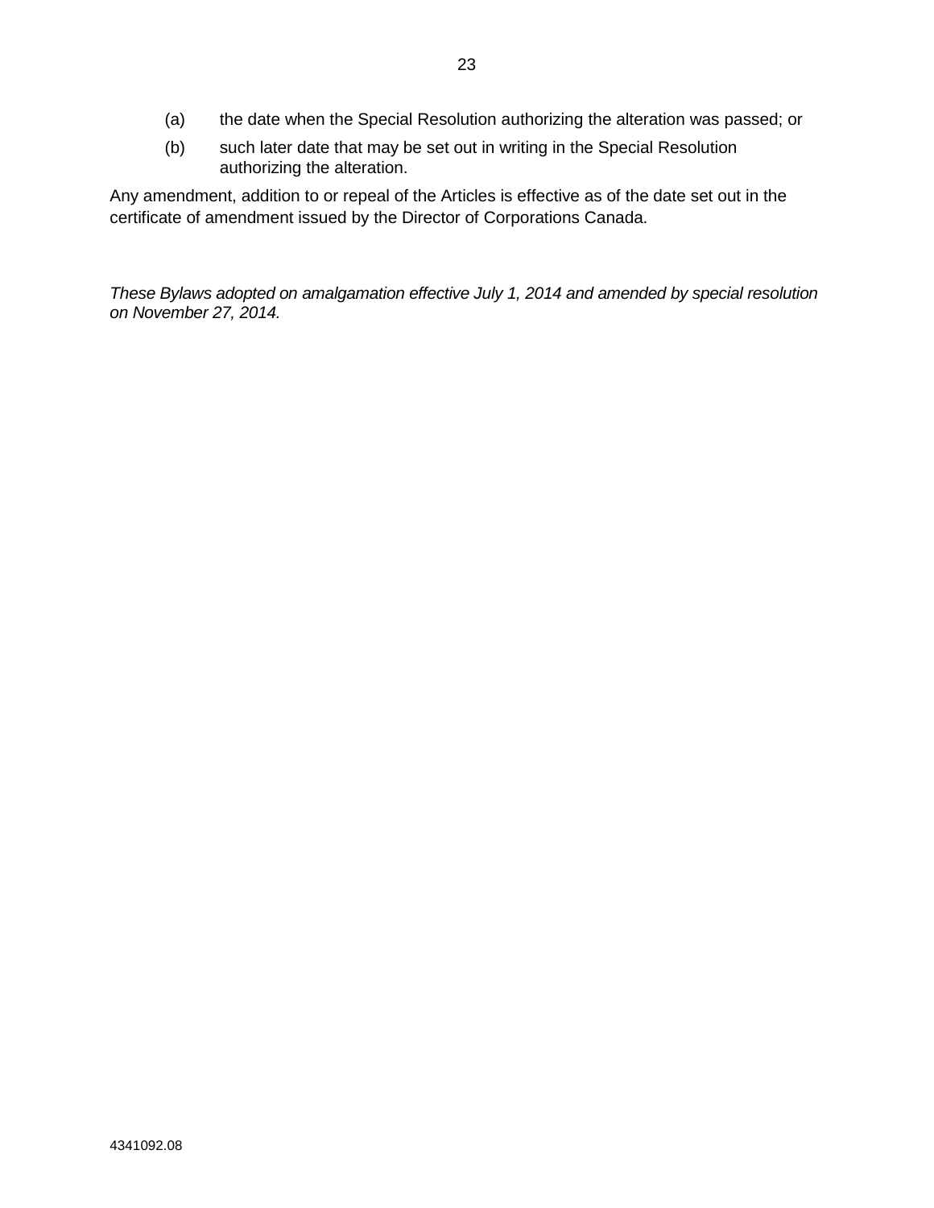(a) the date when the Special Resolution authorizing the alteration was passed; or

(b) such later date that may be set out in writing in the Special Resolution authorizing the alteration.

Any amendment, addition to or repeal of the Articles is effective as of the date set out in the certificate of amendment issued by the Director of Corporations Canada.

*These Bylaws adopted on amalgamation effective July 1, 2014 and amended by special resolution on November 27, 2014.*